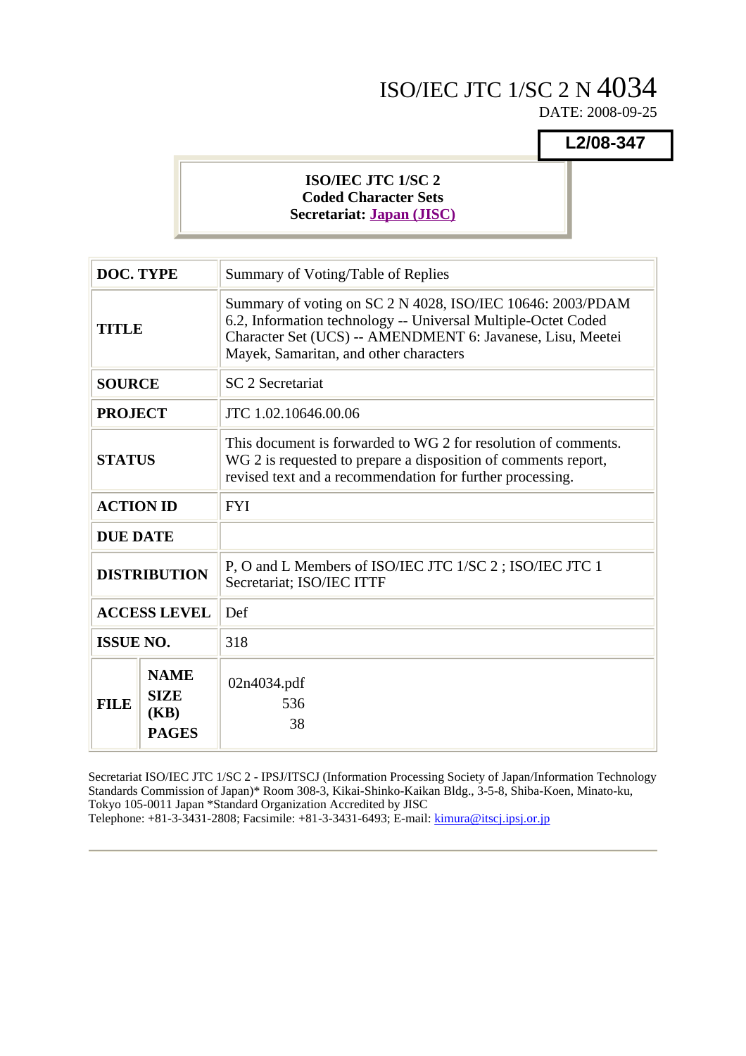# ISO/IEC JTC 1/SC 2 N 4034

DATE: 2008-09-25

**L2/08-347**

**ISO/IEC JTC 1/SC 2**
**Coded Character Sets**
**Secretariat: Japan (JISC)**

| | | |
|---|---|---|
| **DOC. TYPE** | | Summary of Voting/Table of Replies |
| **TITLE** | | Summary of voting on SC 2 N 4028, ISO/IEC 10646: 2003/PDAM 6.2, Information technology -- Universal Multiple-Octet Coded Character Set (UCS) -- AMENDMENT 6: Javanese, Lisu, Meetei Mayek, Samaritan, and other characters |
| **SOURCE** | | SC 2 Secretariat |
| **PROJECT** | | JTC 1.02.10646.00.06 |
| **STATUS** | | This document is forwarded to WG 2 for resolution of comments. WG 2 is requested to prepare a disposition of comments report, revised text and a recommendation for further processing. |
| **ACTION ID** | | FYI |
| **DUE DATE** | | |
| **DISTRIBUTION** | | P, O and L Members of ISO/IEC JTC 1/SC 2 ; ISO/IEC JTC 1 Secretariat; ISO/IEC ITTF |
| **ACCESS LEVEL** | | Def |
| **ISSUE NO.** | | 318 |
| **FILE** | **NAME** | 02n4034.pdf |
| | **SIZE (KB)** | 536 |
| | **PAGES** | 38 |

Secretariat ISO/IEC JTC 1/SC 2 - IPSJ/ITSCJ (Information Processing Society of Japan/Information Technology Standards Commission of Japan)* Room 308-3, Kikai-Shinko-Kaikan Bldg., 3-5-8, Shiba-Koen, Minato-ku, Tokyo 105-0011 Japan *Standard Organization Accredited by JISC
Telephone: +81-3-3431-2808; Facsimile: +81-3-3431-6493; E-mail: kimura@itscj.ipsj.or.jp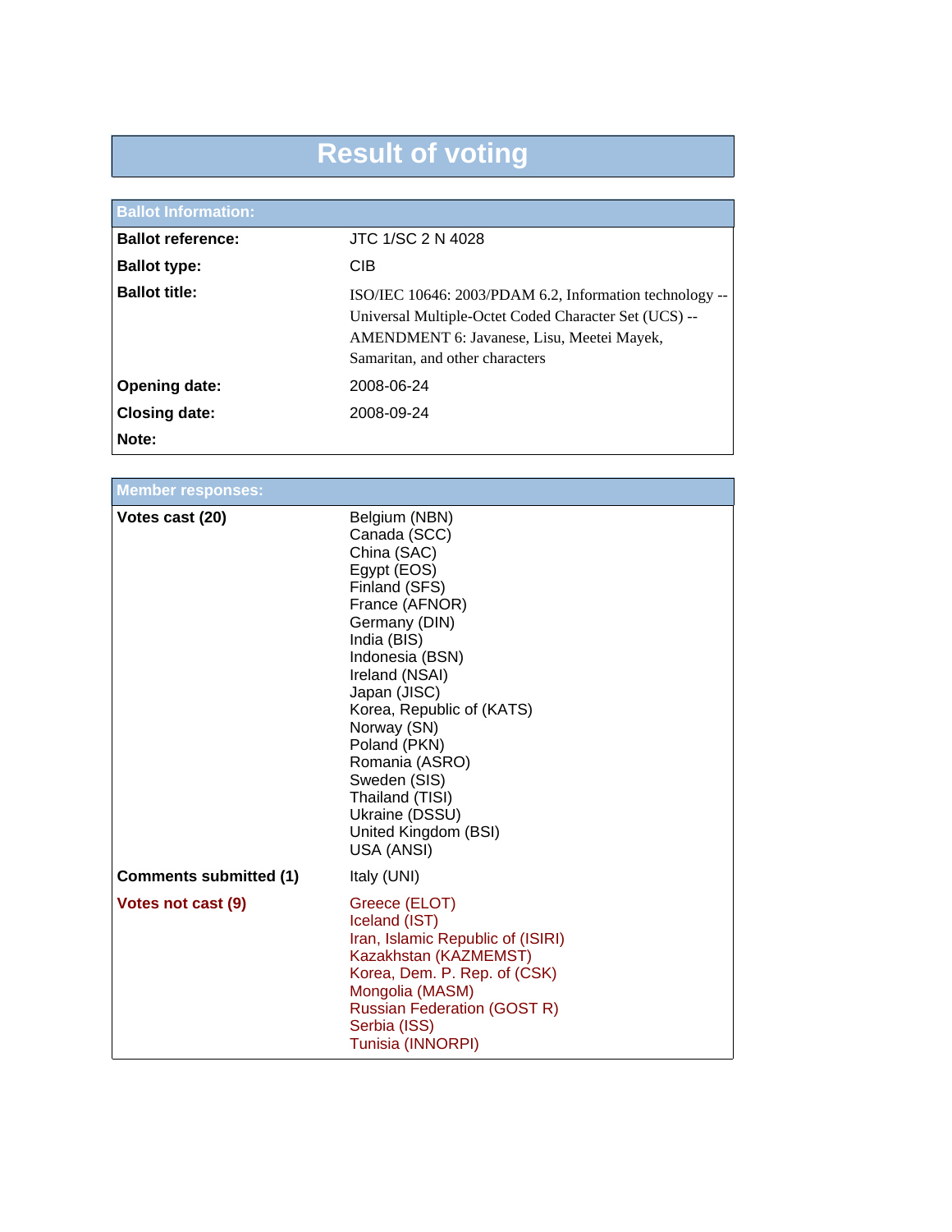# Result of voting

| Ballot Information: | |
|---|---|
| **Ballot reference:** | JTC 1/SC 2 N 4028 |
| **Ballot type:** | CIB |
| **Ballot title:** | ISO/IEC 10646: 2003/PDAM 6.2, Information technology -- Universal Multiple-Octet Coded Character Set (UCS) -- AMENDMENT 6: Javanese, Lisu, Meetei Mayek, Samaritan, and other characters |
| **Opening date:** | 2008-06-24 |
| **Closing date:** | 2008-09-24 |
| **Note:** | |

| Member responses: | |
|---|---|
| **Votes cast (20)** | Belgium (NBN)<br>Canada (SCC)<br>China (SAC)<br>Egypt (EOS)<br>Finland (SFS)<br>France (AFNOR)<br>Germany (DIN)<br>India (BIS)<br>Indonesia (BSN)<br>Ireland (NSAI)<br>Japan (JISC)<br>Korea, Republic of (KATS)<br>Norway (SN)<br>Poland (PKN)<br>Romania (ASRO)<br>Sweden (SIS)<br>Thailand (TISI)<br>Ukraine (DSSU)<br>United Kingdom (BSI)<br>USA (ANSI) |
| **Comments submitted (1)** | Italy (UNI) |
| **Votes not cast (9)** | Greece (ELOT)<br>Iceland (IST)<br>Iran, Islamic Republic of (ISIRI)<br>Kazakhstan (KAZMEMST)<br>Korea, Dem. P. Rep. of (CSK)<br>Mongolia (MASM)<br>Russian Federation (GOST R)<br>Serbia (ISS)<br>Tunisia (INNORPI) |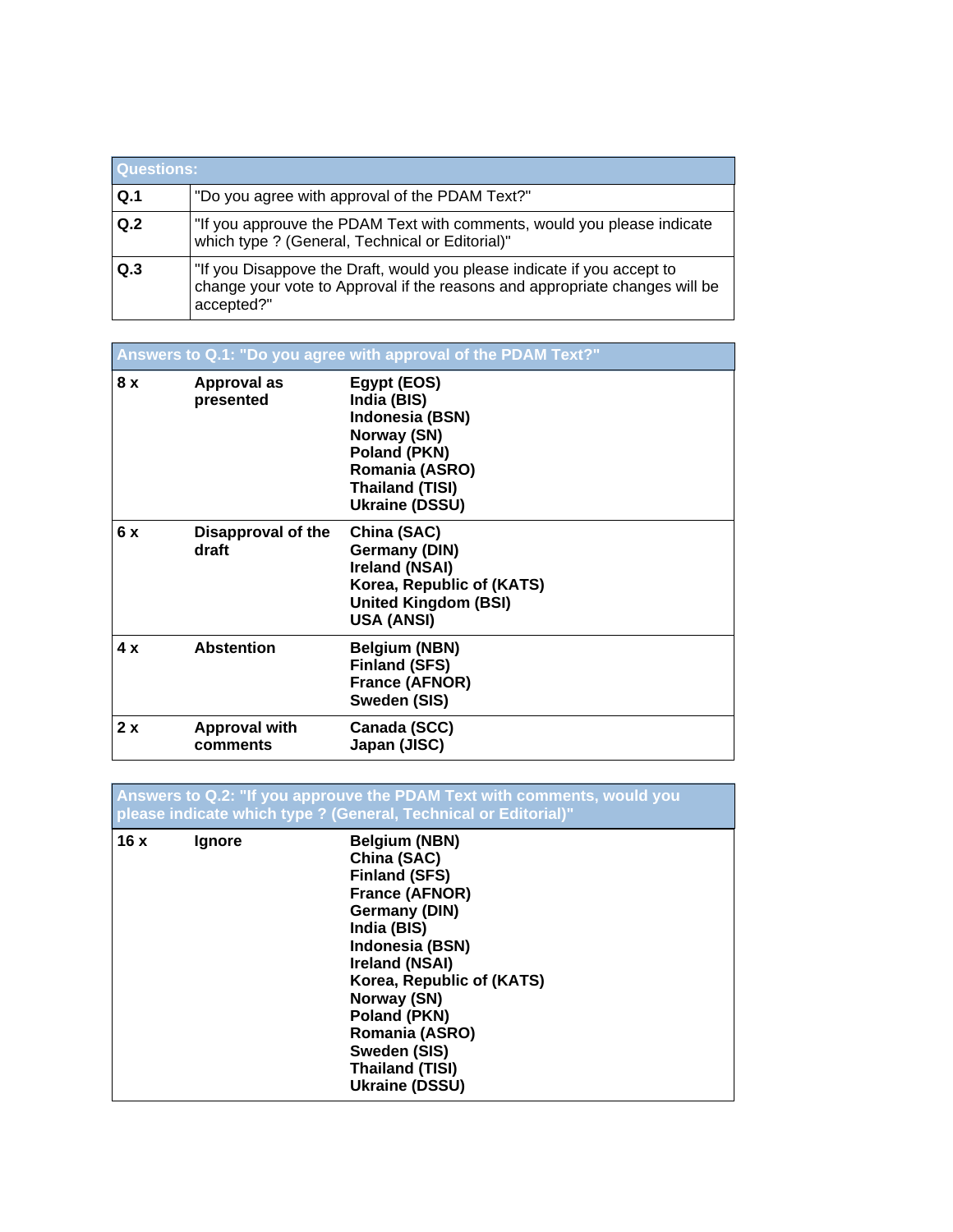| Questions: | |
|---|---|
| **Q.1** | "Do you agree with approval of the PDAM Text?" |
| **Q.2** | "If you approuve the PDAM Text with comments, would you please indicate which type ? (General, Technical or Editorial)" |
| **Q.3** | "If you Disappove the Draft, would you please indicate if you accept to change your vote to Approval if the reasons and appropriate changes will be accepted?" |

| Answers to Q.1: "Do you agree with approval of the PDAM Text?" | | |
|---|---|---|
| **8 x** | **Approval as presented** | **Egypt (EOS)**<br>**India (BIS)**<br>**Indonesia (BSN)**<br>**Norway (SN)**<br>**Poland (PKN)**<br>**Romania (ASRO)**<br>**Thailand (TISI)**<br>**Ukraine (DSSU)** |
| **6 x** | **Disapproval of the draft** | **China (SAC)**<br>**Germany (DIN)**<br>**Ireland (NSAI)**<br>**Korea, Republic of (KATS)**<br>**United Kingdom (BSI)**<br>**USA (ANSI)** |
| **4 x** | **Abstention** | **Belgium (NBN)**<br>**Finland (SFS)**<br>**France (AFNOR)**<br>**Sweden (SIS)** |
| **2 x** | **Approval with comments** | **Canada (SCC)**<br>**Japan (JISC)** |

| Answers to Q.2: "If you approuve the PDAM Text with comments, would you please indicate which type ? (General, Technical or Editorial)" | | |
|---|---|---|
| **16 x** | **Ignore** | **Belgium (NBN)**<br>**China (SAC)**<br>**Finland (SFS)**<br>**France (AFNOR)**<br>**Germany (DIN)**<br>**India (BIS)**<br>**Indonesia (BSN)**<br>**Ireland (NSAI)**<br>**Korea, Republic of (KATS)**<br>**Norway (SN)**<br>**Poland (PKN)**<br>**Romania (ASRO)**<br>**Sweden (SIS)**<br>**Thailand (TISI)**<br>**Ukraine (DSSU)** |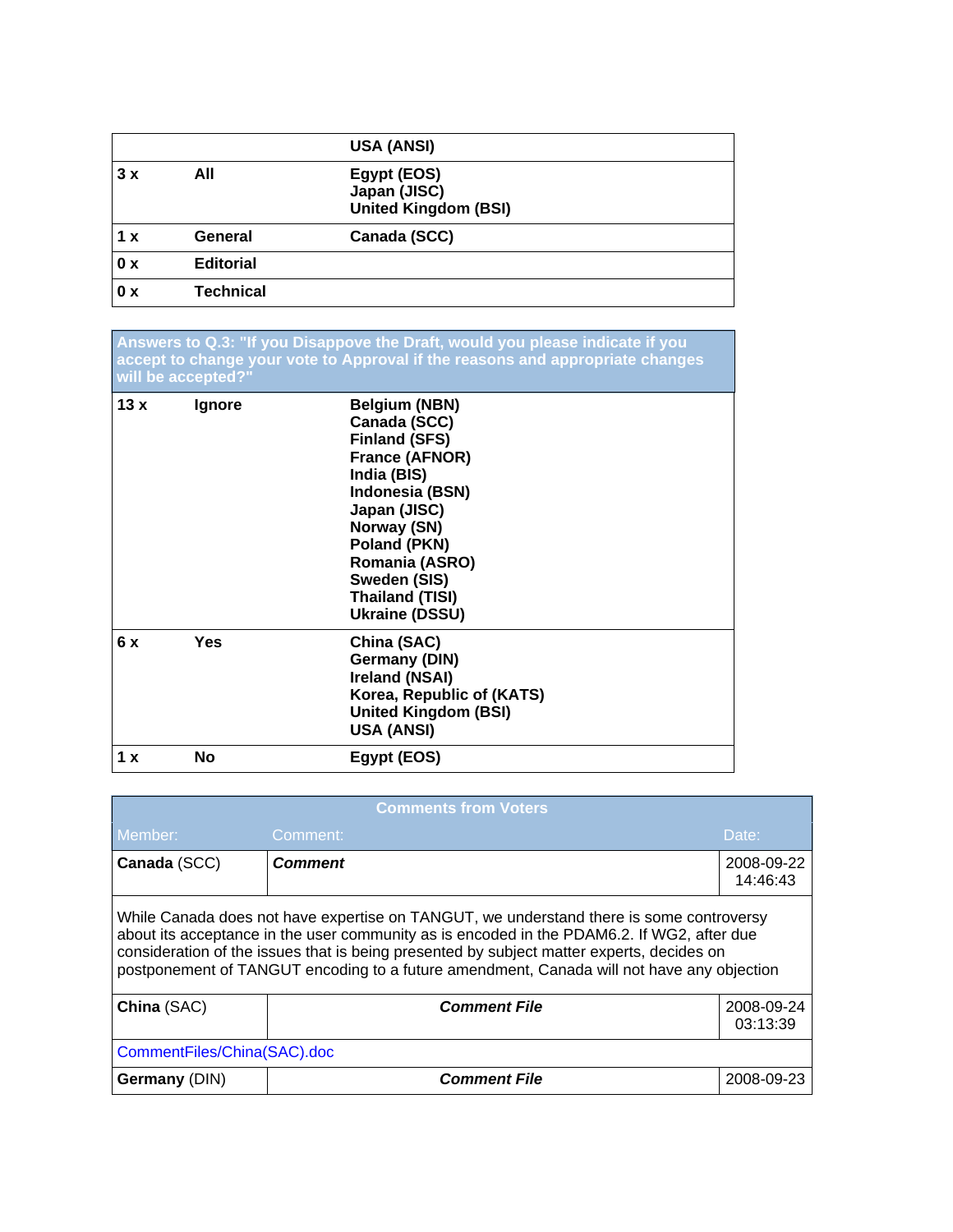| | | |
|---|---|---|
| | | USA (ANSI) |
| 3 x | All | Egypt (EOS)<br>Japan (JISC)<br>United Kingdom (BSI) |
| 1 x | General | Canada (SCC) |
| 0 x | Editorial | |
| 0 x | Technical | |

| Answers to Q.3: "If you Disappove the Draft, would you please indicate if you accept to change your vote to Approval if the reasons and appropriate changes will be accepted?" | | |
|---|---|---|
| 13 x | Ignore | Belgium (NBN)<br>Canada (SCC)<br>Finland (SFS)<br>France (AFNOR)<br>India (BIS)<br>Indonesia (BSN)<br>Japan (JISC)<br>Norway (SN)<br>Poland (PKN)<br>Romania (ASRO)<br>Sweden (SIS)<br>Thailand (TISI)<br>Ukraine (DSSU) |
| 6 x | Yes | China (SAC)<br>Germany (DIN)<br>Ireland (NSAI)<br>Korea, Republic of (KATS)<br>United Kingdom (BSI)<br>USA (ANSI) |
| 1 x | No | Egypt (EOS) |

| Comments from Voters | | |
|---|---|---|
| Member: | Comment: | Date: |
| **Canada** (SCC) | ***Comment*** | 2008-09-22 14:46:43 |
| While Canada does not have expertise on TANGUT, we understand there is some controversy about its acceptance in the user community as is encoded in the PDAM6.2. If WG2, after due consideration of the issues that is being presented by subject matter experts, decides on postponement of TANGUT encoding to a future amendment, Canada will not have any objection | | |
| **China** (SAC) | ***Comment File*** | 2008-09-24 03:13:39 |
| CommentFiles/China(SAC).doc | | |
| **Germany** (DIN) | ***Comment File*** | 2008-09-23 |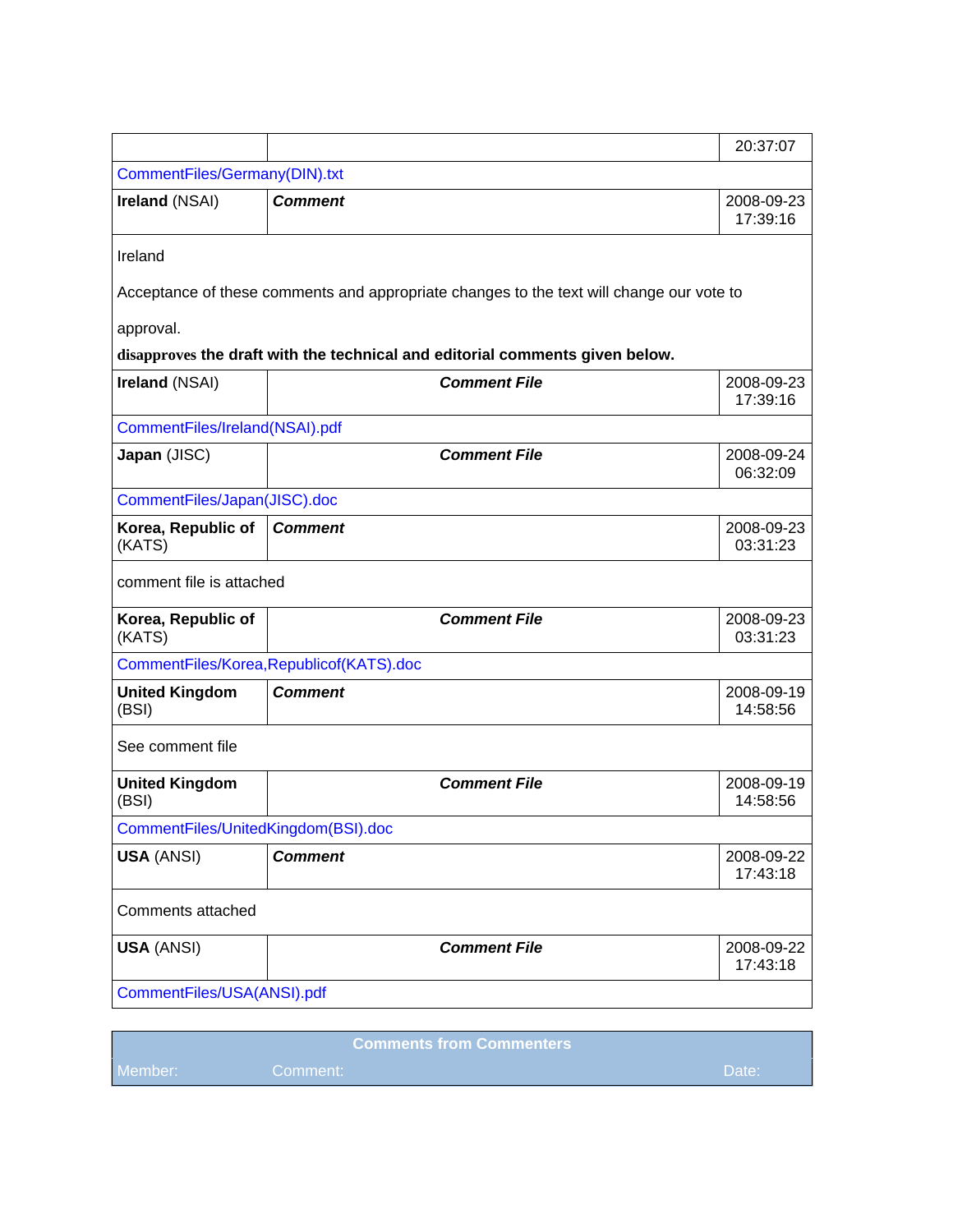| | | 20:37:07 |
|---|---|---|
| CommentFiles/Germany(DIN).txt | | |
| **Ireland** (NSAI) | ***Comment*** | 2008-09-23 17:39:16 |
| Ireland<br><br>Acceptance of these comments and appropriate changes to the text will change our vote to<br><br>approval.<br>**disapproves the draft with the technical and editorial comments given below.** | | |
| **Ireland** (NSAI) | ***Comment File*** | 2008-09-23 17:39:16 |
| CommentFiles/Ireland(NSAI).pdf | | |
| **Japan** (JISC) | ***Comment File*** | 2008-09-24 06:32:09 |
| CommentFiles/Japan(JISC).doc | | |
| **Korea, Republic of** (KATS) | ***Comment*** | 2008-09-23 03:31:23 |
| comment file is attached | | |
| **Korea, Republic of** (KATS) | ***Comment File*** | 2008-09-23 03:31:23 |
| CommentFiles/Korea,Republicof(KATS).doc | | |
| **United Kingdom** (BSI) | ***Comment*** | 2008-09-19 14:58:56 |
| See comment file | | |
| **United Kingdom** (BSI) | ***Comment File*** | 2008-09-19 14:58:56 |
| CommentFiles/UnitedKingdom(BSI).doc | | |
| **USA** (ANSI) | ***Comment*** | 2008-09-22 17:43:18 |
| Comments attached | | |
| **USA** (ANSI) | ***Comment File*** | 2008-09-22 17:43:18 |
| CommentFiles/USA(ANSI).pdf | | |

| **Comments from Commenters** | | |
|---|---|---|
| Member: | Comment: | Date: |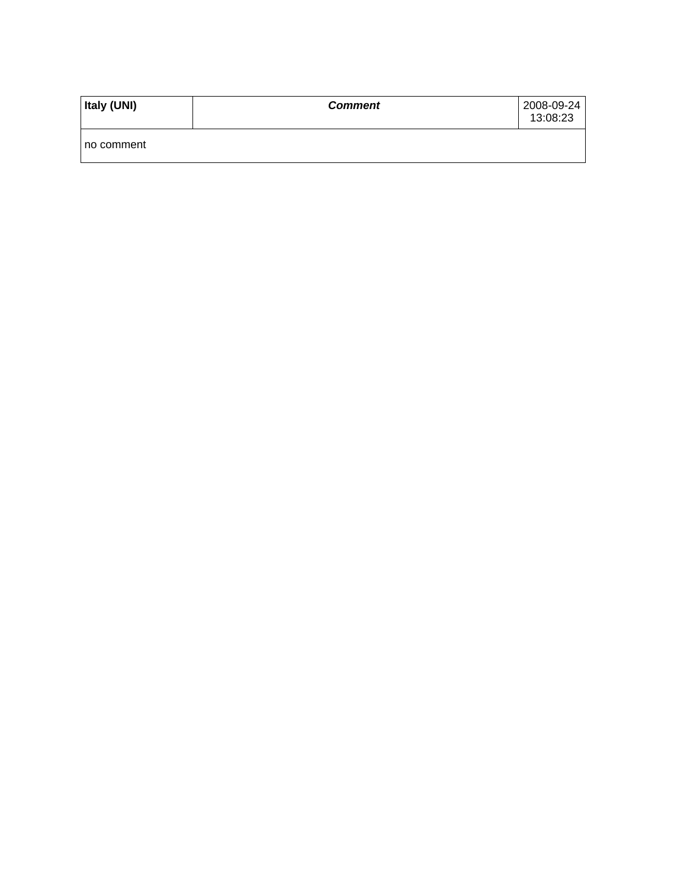| **Italy (UNI)** | ***Comment*** | 2008-09-24 13:08:23 |
| --- | --- | --- |
| no comment | | |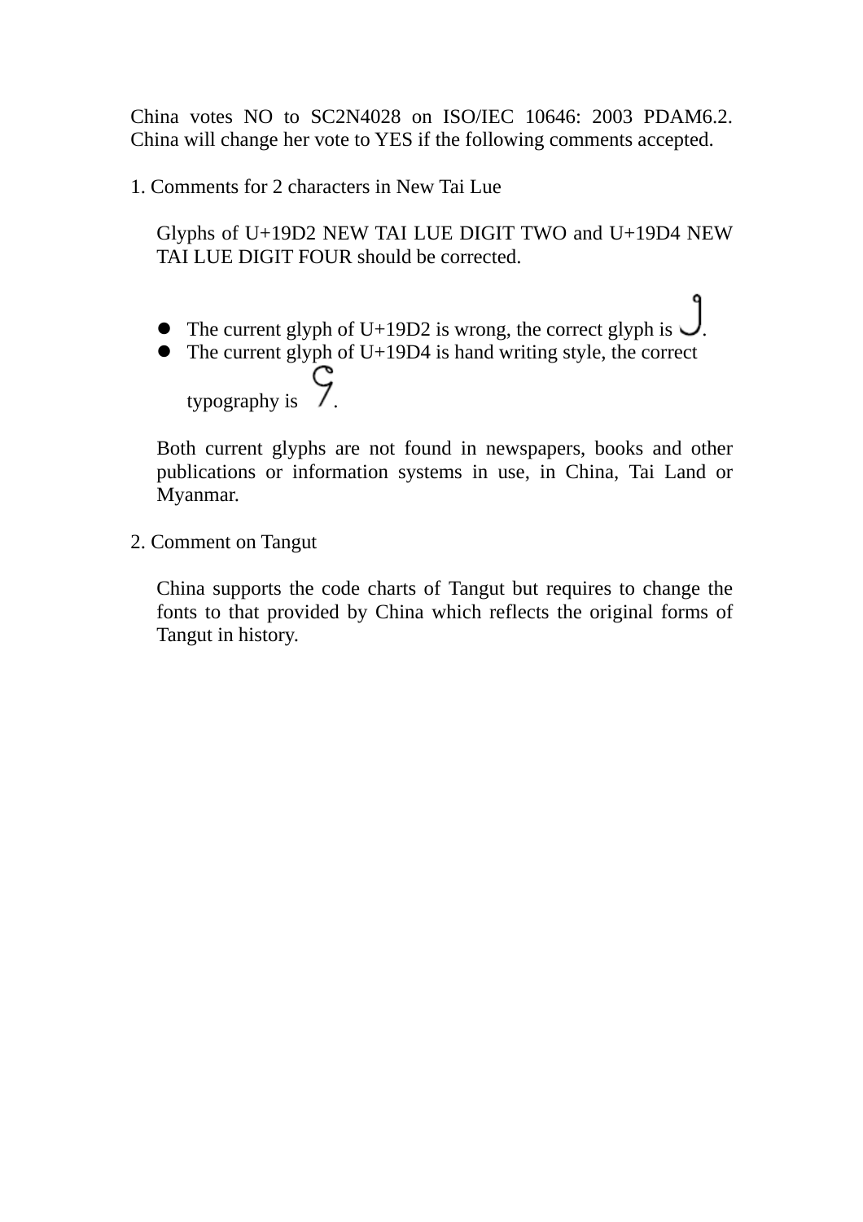China votes NO to SC2N4028 on ISO/IEC 10646: 2003 PDAM6.2. China will change her vote to YES if the following comments accepted.

1. Comments for 2 characters in New Tai Lue

   Glyphs of U+19D2 NEW TAI LUE DIGIT TWO and U+19D4 NEW TAI LUE DIGIT FOUR should be corrected.

   - The current glyph of U+19D2 is wrong, the correct glyph is .
   - The current glyph of U+19D4 is hand writing style, the correct typography is .

   Both current glyphs are not found in newspapers, books and other publications or information systems in use, in China, Tai Land or Myanmar.

2. Comment on Tangut

   China supports the code charts of Tangut but requires to change the fonts to that provided by China which reflects the original forms of Tangut in history.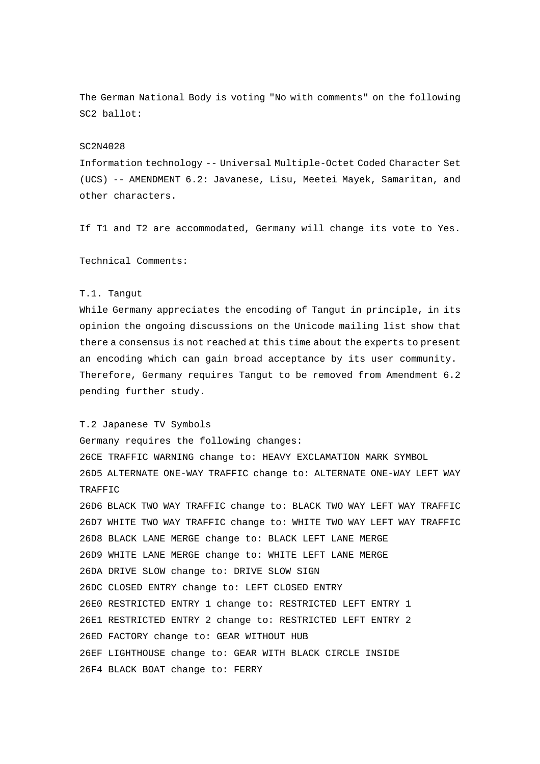The German National Body is voting "No with comments" on the following SC2 ballot:

SC2N4028
Information technology -- Universal Multiple-Octet Coded Character Set (UCS) -- AMENDMENT 6.2: Javanese, Lisu, Meetei Mayek, Samaritan, and other characters.

If T1 and T2 are accommodated, Germany will change its vote to Yes.

Technical Comments:

T.1. Tangut
While Germany appreciates the encoding of Tangut in principle, in its opinion the ongoing discussions on the Unicode mailing list show that there a consensus is not reached at this time about the experts to present an encoding which can gain broad acceptance by its user community. Therefore, Germany requires Tangut to be removed from Amendment 6.2 pending further study.

T.2 Japanese TV Symbols
Germany requires the following changes:
26CE TRAFFIC WARNING change to: HEAVY EXCLAMATION MARK SYMBOL
26D5 ALTERNATE ONE-WAY TRAFFIC change to: ALTERNATE ONE-WAY LEFT WAY TRAFFIC
26D6 BLACK TWO WAY TRAFFIC change to: BLACK TWO WAY LEFT WAY TRAFFIC
26D7 WHITE TWO WAY TRAFFIC change to: WHITE TWO WAY LEFT WAY TRAFFIC
26D8 BLACK LANE MERGE change to: BLACK LEFT LANE MERGE
26D9 WHITE LANE MERGE change to: WHITE LEFT LANE MERGE
26DA DRIVE SLOW change to: DRIVE SLOW SIGN
26DC CLOSED ENTRY change to: LEFT CLOSED ENTRY
26E0 RESTRICTED ENTRY 1 change to: RESTRICTED LEFT ENTRY 1
26E1 RESTRICTED ENTRY 2 change to: RESTRICTED LEFT ENTRY 2
26ED FACTORY change to: GEAR WITHOUT HUB
26EF LIGHTHOUSE change to: GEAR WITH BLACK CIRCLE INSIDE
26F4 BLACK BOAT change to: FERRY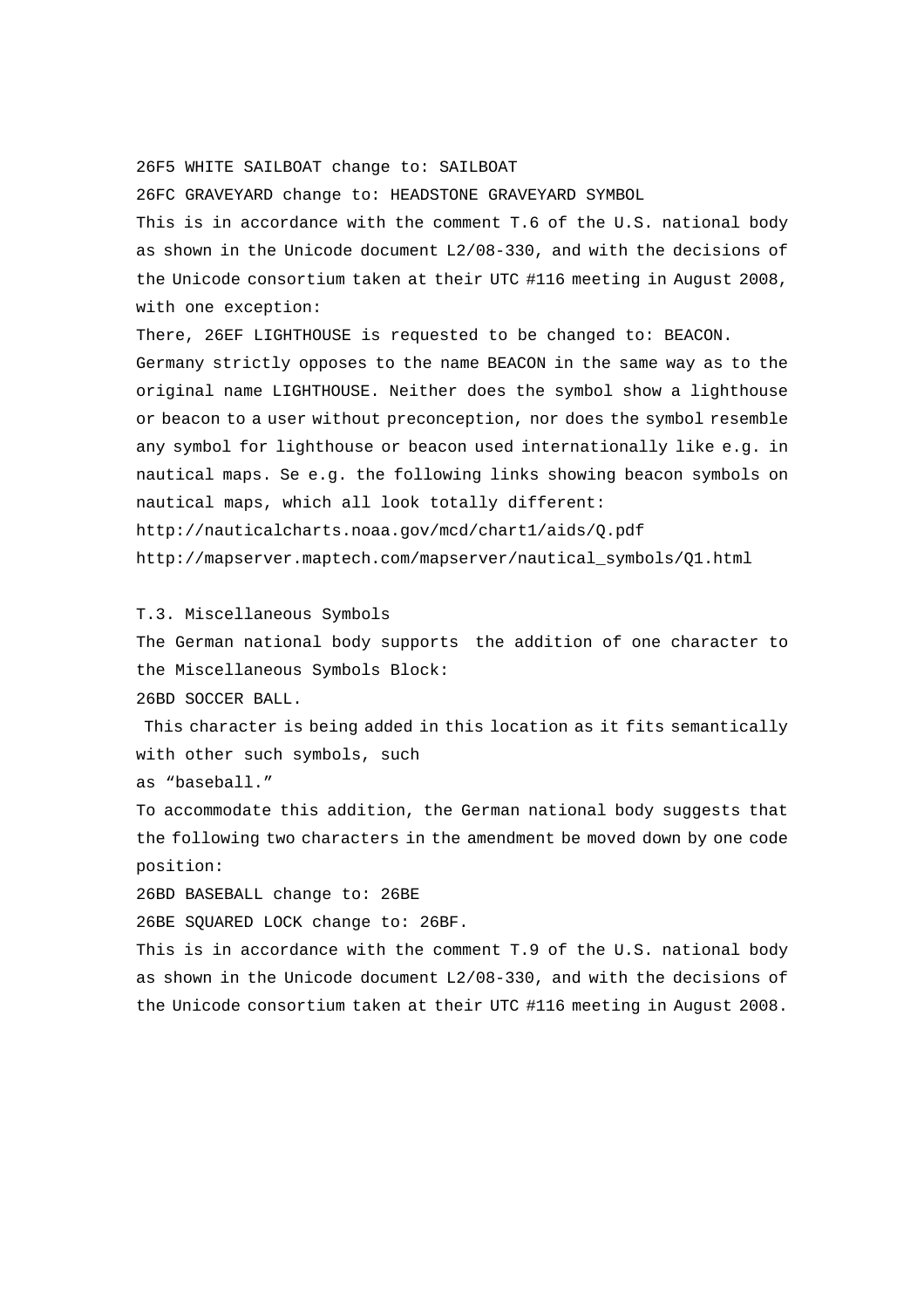26F5 WHITE SAILBOAT change to: SAILBOAT

26FC GRAVEYARD change to: HEADSTONE GRAVEYARD SYMBOL

This is in accordance with the comment T.6 of the U.S. national body as shown in the Unicode document L2/08-330, and with the decisions of the Unicode consortium taken at their UTC #116 meeting in August 2008, with one exception:

There, 26EF LIGHTHOUSE is requested to be changed to: BEACON.

Germany strictly opposes to the name BEACON in the same way as to the original name LIGHTHOUSE. Neither does the symbol show a lighthouse or beacon to a user without preconception, nor does the symbol resemble any symbol for lighthouse or beacon used internationally like e.g. in nautical maps. Se e.g. the following links showing beacon symbols on nautical maps, which all look totally different:

http://nauticalcharts.noaa.gov/mcd/chart1/aids/Q.pdf

http://mapserver.maptech.com/mapserver/nautical_symbols/Q1.html

T.3. Miscellaneous Symbols

The German national body supports the addition of one character to the Miscellaneous Symbols Block:

26BD SOCCER BALL.

This character is being added in this location as it fits semantically with other such symbols, such as “baseball.”

To accommodate this addition, the German national body suggests that the following two characters in the amendment be moved down by one code position:

26BD BASEBALL change to: 26BE

26BE SQUARED LOCK change to: 26BF.

This is in accordance with the comment T.9 of the U.S. national body as shown in the Unicode document L2/08-330, and with the decisions of the Unicode consortium taken at their UTC #116 meeting in August 2008.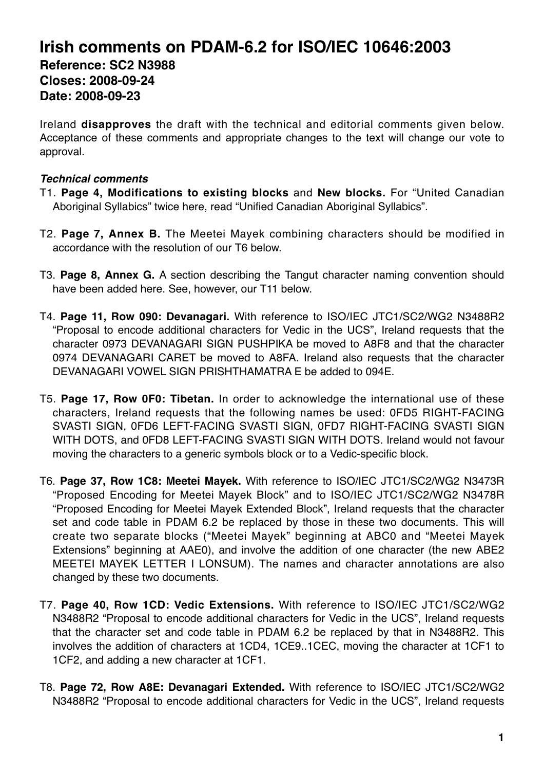# Irish comments on PDAM-6.2 for ISO/IEC 10646:2003

**Reference: SC2 N3988**
**Closes: 2008-09-24**
**Date: 2008-09-23**

Ireland **disapproves** the draft with the technical and editorial comments given below. Acceptance of these comments and appropriate changes to the text will change our vote to approval.

***Technical comments***

T1. **Page 4, Modifications to existing blocks** and **New blocks.** For "United Canadian Aboriginal Syllabics" twice here, read "Unified Canadian Aboriginal Syllabics".

T2. **Page 7, Annex B.** The Meetei Mayek combining characters should be modified in accordance with the resolution of our T6 below.

T3. **Page 8, Annex G.** A section describing the Tangut character naming convention should have been added here. See, however, our T11 below.

T4. **Page 11, Row 090: Devanagari.** With reference to ISO/IEC JTC1/SC2/WG2 N3488R2 "Proposal to encode additional characters for Vedic in the UCS", Ireland requests that the character 0973 DEVANAGARI SIGN PUSHPIKA be moved to A8F8 and that the character 0974 DEVANAGARI CARET be moved to A8FA. Ireland also requests that the character DEVANAGARI VOWEL SIGN PRISHTHAMATRA E be added to 094E.

T5. **Page 17, Row 0F0: Tibetan.** In order to acknowledge the international use of these characters, Ireland requests that the following names be used: 0FD5 RIGHT-FACING SVASTI SIGN, 0FD6 LEFT-FACING SVASTI SIGN, 0FD7 RIGHT-FACING SVASTI SIGN WITH DOTS, and 0FD8 LEFT-FACING SVASTI SIGN WITH DOTS. Ireland would not favour moving the characters to a generic symbols block or to a Vedic-specific block.

T6. **Page 37, Row 1C8: Meetei Mayek.** With reference to ISO/IEC JTC1/SC2/WG2 N3473R "Proposed Encoding for Meetei Mayek Block" and to ISO/IEC JTC1/SC2/WG2 N3478R "Proposed Encoding for Meetei Mayek Extended Block", Ireland requests that the character set and code table in PDAM 6.2 be replaced by those in these two documents. This will create two separate blocks ("Meetei Mayek" beginning at ABC0 and "Meetei Mayek Extensions" beginning at AAE0), and involve the addition of one character (the new ABE2 MEETEI MAYEK LETTER I LONSUM). The names and character annotations are also changed by these two documents.

T7. **Page 40, Row 1CD: Vedic Extensions.** With reference to ISO/IEC JTC1/SC2/WG2 N3488R2 "Proposal to encode additional characters for Vedic in the UCS", Ireland requests that the character set and code table in PDAM 6.2 be replaced by that in N3488R2. This involves the addition of characters at 1CD4, 1CE9..1CEC, moving the character at 1CF1 to 1CF2, and adding a new character at 1CF1.

T8. **Page 72, Row A8E: Devanagari Extended.** With reference to ISO/IEC JTC1/SC2/WG2 N3488R2 "Proposal to encode additional characters for Vedic in the UCS", Ireland requests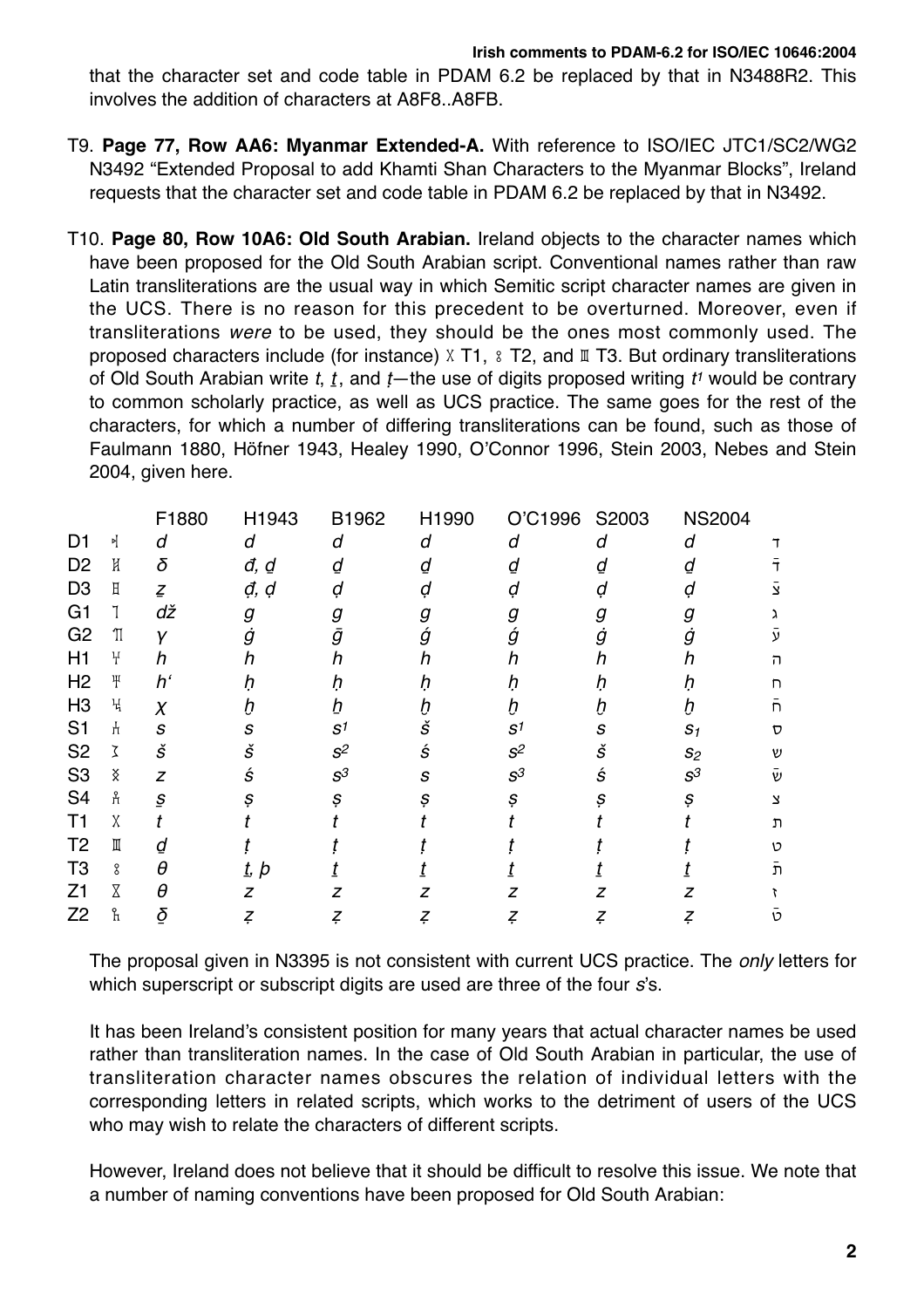that the character set and code table in PDAM 6.2 be replaced by that in N3488R2. This involves the addition of characters at A8F8..A8FB.

T9. **Page 77, Row AA6: Myanmar Extended-A.** With reference to ISO/IEC JTC1/SC2/WG2 N3492 "Extended Proposal to add Khamti Shan Characters to the Myanmar Blocks", Ireland requests that the character set and code table in PDAM 6.2 be replaced by that in N3492.

T10. **Page 80, Row 10A6: Old South Arabian.** Ireland objects to the character names which have been proposed for the Old South Arabian script. Conventional names rather than raw Latin transliterations are the usual way in which Semitic script character names are given in the UCS. There is no reason for this precedent to be overturned. Moreover, even if transliterations *were* to be used, they should be the ones most commonly used. The proposed characters include (for instance) 𐩩 T1, 𐩻 T2, and 𐩷 T3. But ordinary transliterations of Old South Arabian write *t*, *ṯ*, and *ṭ*—the use of digits proposed writing $t^1$ would be contrary to common scholarly practice, as well as UCS practice. The same goes for the rest of the characters, for which a number of differing transliterations can be found, such as those of Faulmann 1880, Höfner 1943, Healey 1990, O'Connor 1996, Stein 2003, Nebes and Stein 2004, given here.

| | | F1880 | H1943 | B1962 | H1990 | O'C1996 | S2003 | NS2004 | |
|---|---|---|---|---|---|---|---|---|---|
| D1 | 𐩵 | *d* | *d* | *d* | *d* | *d* | *d* | *d* | ד |
| D2 | 𐩹 | *δ* | *đ, ḏ* | *ḏ* | *ḏ* | *ḏ* | *ḏ* | *ḏ* | ד̄ |
| D3 | 𐩳 | *ẕ* | *ḏ̣, ḍ* | *ḍ* | *ḍ* | *ḍ* | *ḍ* | *ḍ* | צ̄ |
| G1 | 𐩴 | *dž* | *g* | *g* | *g* | *g* | *g* | *g* | ג |
| G2 | 𐩶 | *γ* | *ġ* | *ḡ* | *ǵ* | *ǵ* | *ġ* | *ġ* | ע̄ |
| H1 | 𐩠 | *h* | *h* | *h* | *h* | *h* | *h* | *h* | ה |
| H2 | 𐩢 | *h'* | *ḥ* | *ḥ* | *ḥ* | *ḥ* | *ḥ* | *ḥ* | ח |
| H3 | 𐩭 | *χ* | *ḫ* | *ḫ* | *ḫ* | *ḫ* | *ḫ* | *ḫ* | ח̄ |
| S1 | 𐩪 | *s* | *s* | $s^1$ | *š* | $s^1$ | *s* | $s_1$ | ס |
| S2 | 𐩦 | *š* | *š* | $s^2$ | *ś* | $s^2$ | *š* | $s_2$ | ש |
| S3 | 𐩯 | *z* | *ś* | $s^3$ | *s* | $s^3$ | *ś* | $s^3$ | ש̄ |
| S4 | 𐩮 | *ṣ* | *ṣ* | *ṣ* | *ṣ* | *ṣ* | *ṣ* | *ṣ* | צ |
| T1 | 𐩩 | *t* | *t* | *t* | *t* | *t* | *t* | *t* | ת |
| T2 | 𐩷 | *ḏ* | *ṭ* | *ṭ* | *ṭ* | *ṭ* | *ṭ* | *ṭ* | ט |
| T3 | 𐩻 | *θ* | *ṯ, þ* | *ṯ* | *ṯ* | *ṯ* | *ṯ* | *ṯ* | ת̄ |
| Z1 | 𐩸 | *θ* | *z* | *z* | *z* | *z* | *z* | *z* | ז |
| Z2 | 𐩼 | *δ̱* | *ẓ* | *ẓ* | *ẓ* | *ẓ* | *ẓ* | *ẓ* | ט̄ |

The proposal given in N3395 is not consistent with current UCS practice. The *only* letters for which superscript or subscript digits are used are three of the four *s*'s.

It has been Ireland's consistent position for many years that actual character names be used rather than transliteration names. In the case of Old South Arabian in particular, the use of transliteration character names obscures the relation of individual letters with the corresponding letters in related scripts, which works to the detriment of users of the UCS who may wish to relate the characters of different scripts.

However, Ireland does not believe that it should be difficult to resolve this issue. We note that a number of naming conventions have been proposed for Old South Arabian: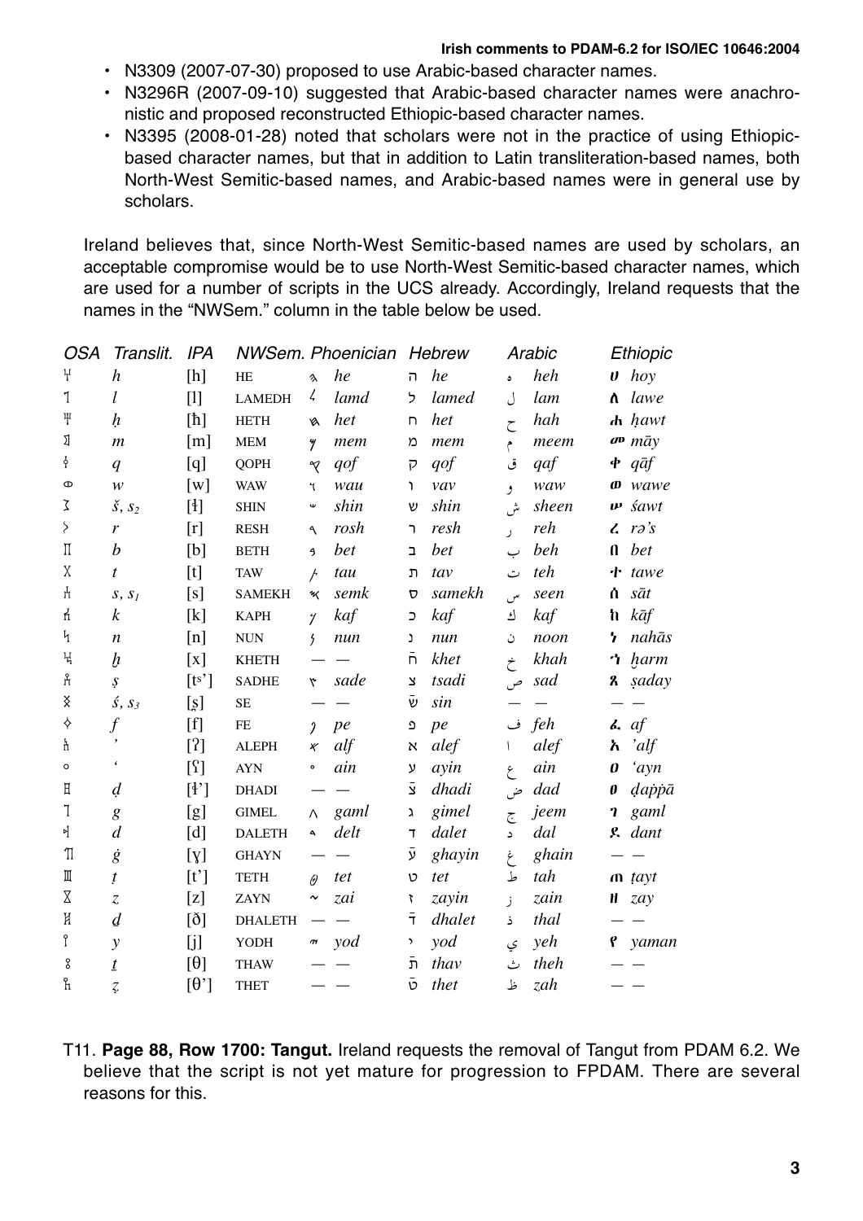- N3309 (2007-07-30) proposed to use Arabic-based character names.
- N3296R (2007-09-10) suggested that Arabic-based character names were anachronistic and proposed reconstructed Ethiopic-based character names.
- N3395 (2008-01-28) noted that scholars were not in the practice of using Ethiopic-based character names, but that in addition to Latin transliteration-based names, both North-West Semitic-based names, and Arabic-based names were in general use by scholars.

Ireland believes that, since North-West Semitic-based names are used by scholars, an acceptable compromise would be to use North-West Semitic-based character names, which are used for a number of scripts in the UCS already. Accordingly, Ireland requests that the names in the "NWSem." column in the table below be used.

| *OSA* | *Translit.* | *IPA* | *NWSem.* | *Phoenician* | | *Hebrew* | | *Arabic* | | *Ethiopic* | |
|---|---|---|---|---|---|---|---|---|---|---|---|
| 𐩠 | *h* | [h] | HE | 𐤄 | *he* | ה | *he* | ه | *heh* | ሀ | *hoy* |
| 𐩡 | *l* | [l] | LAMEDH | 𐤋 | *lamd* | ל | *lamed* | ل | *lam* | ለ | *lawe* |
| 𐩢 | *ḥ* | [ħ] | HETH | 𐤇 | *het* | ח | *het* | ح | *hah* | ሐ | *ḥawt* |
| 𐩣 | *m* | [m] | MEM | 𐤌 | *mem* | מ | *mem* | م | *meem* | መ | *māy* |
| 𐩤 | *q* | [q] | QOPH | 𐤒 | *qof* | ק | *qof* | ق | *qaf* | ቀ | *qāf* |
| 𐩥 | *w* | [w] | WAW | 𐤅 | *wau* | ו | *vav* | و | *waw* | ወ | *wawe* |
| 𐩦 | *š, $s_2$* | [ɬ] | SHIN | 𐤔 | *shin* | ש | *shin* | ش | *sheen* | ሠ | *śawt* |
| 𐩧 | *r* | [r] | RESH | 𐤓 | *rosh* | ר | *resh* | ر | *reh* | ረ | *rə's* |
| 𐩨 | *b* | [b] | BETH | 𐤁 | *bet* | ב | *bet* | ب | *beh* | በ | *bet* |
| 𐩩 | *t* | [t] | TAW | 𐤕 | *tau* | ת | *tav* | ت | *teh* | ተ | *tawe* |
| 𐩪 | *s, $s_1$* | [s] | SAMEKH | 𐤎 | *semk* | ס | *samekh* | س | *seen* | ሰ | *sāt* |
| 𐩫 | *k* | [k] | KAPH | 𐤊 | *kaf* | כ | *kaf* | ك | *kaf* | ከ | *kāf* |
| 𐩬 | *n* | [n] | NUN | 𐤍 | *nun* | נ | *nun* | ن | *noon* | ነ | *nahās* |
| 𐩭 | *ḫ* | [x] | KHETH | — | — | ח̄ | *khet* | خ | *khah* | ኀ | *ḫarm* |
| 𐩮 | *ṣ* | [tsʼ] | SADHE | 𐤑 | *sade* | צ | *tsadi* | ص | *sad* | ጸ | *ṣaday* |
| 𐩯 | *ś, $s_3$* | [s̪] | SE | — | — | שׂ | *sin* | — | — | — | — |
| 𐩰 | *f* | [f] | FE | 𐤐 | *pe* | פ | *pe* | ف | *feh* | ፈ | *af* |
| 𐩱 | *'* | [ʔ] | ALEPH | 𐤀 | *alf* | א | *alef* | ا | *alef* | አ | *'alf* |
| 𐩲 | *'* | [ʕ] | AYN | 𐤏 | *ain* | ע | *ayin* | ع | *ain* | ዐ | *'ayn* |
| 𐩳 | *ḍ* | [ɬʼ] | DHADI | — | — | צ̄ | *dhadi* | ض | *dad* | ፀ | *ḍappā* |
| 𐩴 | *g* | [g] | GIMEL | 𐤂 | *gaml* | ג | *gimel* | ج | *jeem* | ገ | *gaml* |
| 𐩵 | *d* | [d] | DALETH | 𐤃 | *delt* | ד | *dalet* | د | *dal* | ደ | *dant* |
| 𐩶 | *ġ* | [ɣ] | GHAYN | — | — | ע̄ | *ghayin* | غ | *ghain* | — | — |
| 𐩷 | *ṭ* | [tʼ] | TETH | 𐤈 | *tet* | ט | *tet* | ط | *tah* | ጠ | *ṭayt* |
| 𐩸 | *z* | [z] | ZAYN | 𐤆 | *zai* | ז | *zayin* | ز | *zain* | ዘ | *zay* |
| 𐩹 | *ḏ* | [ð] | DHALETH | — | — | ד̄ | *dhalet* | ذ | *thal* | — | — |
| 𐩺 | *y* | [j] | YODH | 𐤉 | *yod* | י | *yod* | ي | *yeh* | የ | *yaman* |
| 𐩻 | *ṯ* | [θ] | THAW | — | — | ת̄ | *thav* | ث | *theh* | — | — |
| 𐩼 | *ẓ* | [θʼ] | THET | — | — | ט̄ | *thet* | ظ | *zah* | — | — |

T11. **Page 88, Row 1700: Tangut.** Ireland requests the removal of Tangut from PDAM 6.2. We believe that the script is not yet mature for progression to FPDAM. There are several reasons for this.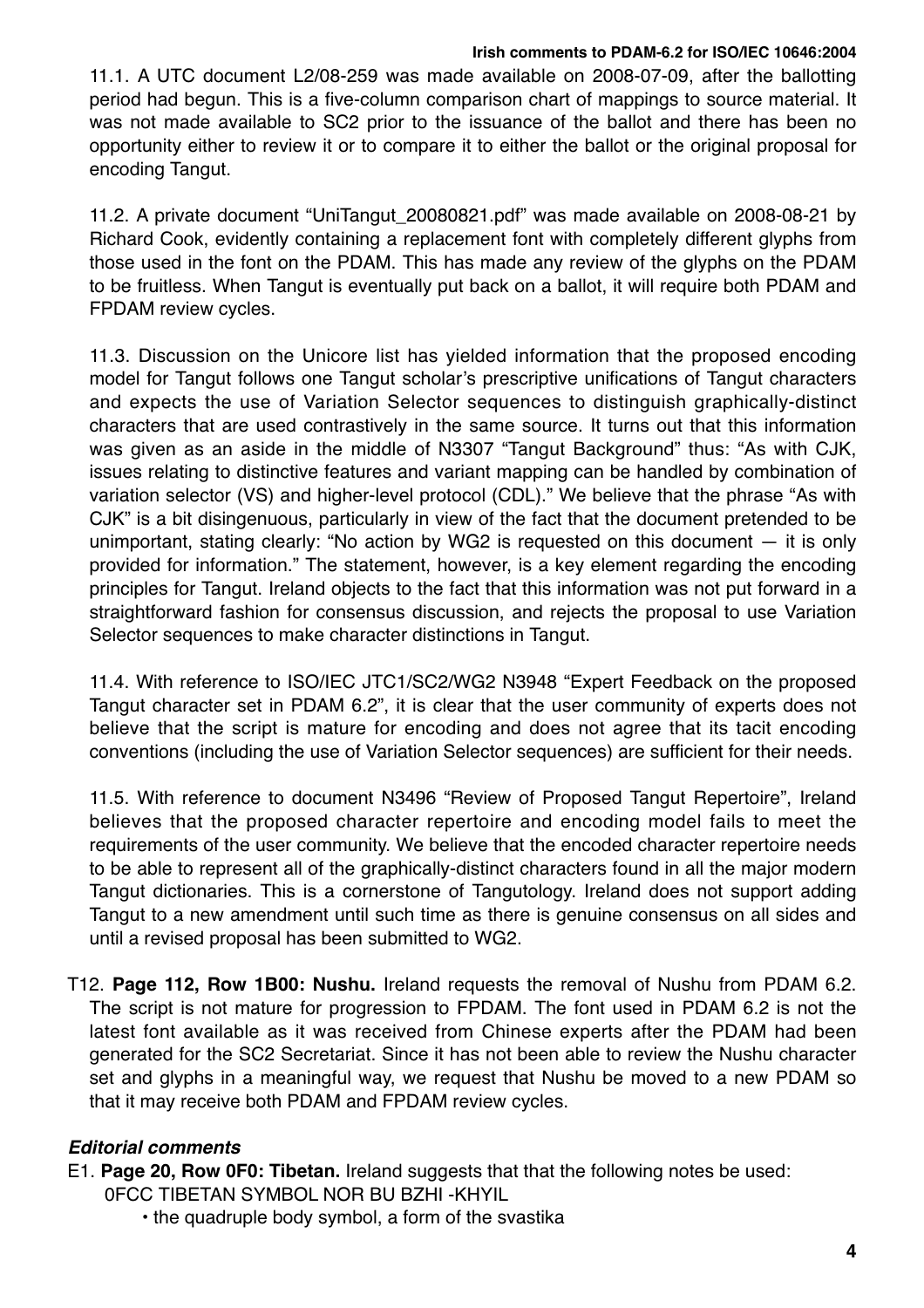11.1. A UTC document L2/08-259 was made available on 2008-07-09, after the ballotting period had begun. This is a five-column comparison chart of mappings to source material. It was not made available to SC2 prior to the issuance of the ballot and there has been no opportunity either to review it or to compare it to either the ballot or the original proposal for encoding Tangut.

11.2. A private document "UniTangut_20080821.pdf" was made available on 2008-08-21 by Richard Cook, evidently containing a replacement font with completely different glyphs from those used in the font on the PDAM. This has made any review of the glyphs on the PDAM to be fruitless. When Tangut is eventually put back on a ballot, it will require both PDAM and FPDAM review cycles.

11.3. Discussion on the Unicore list has yielded information that the proposed encoding model for Tangut follows one Tangut scholar's prescriptive unifications of Tangut characters and expects the use of Variation Selector sequences to distinguish graphically-distinct characters that are used contrastively in the same source. It turns out that this information was given as an aside in the middle of N3307 "Tangut Background" thus: "As with CJK, issues relating to distinctive features and variant mapping can be handled by combination of variation selector (VS) and higher-level protocol (CDL)." We believe that the phrase "As with CJK" is a bit disingenuous, particularly in view of the fact that the document pretended to be unimportant, stating clearly: "No action by WG2 is requested on this document — it is only provided for information." The statement, however, is a key element regarding the encoding principles for Tangut. Ireland objects to the fact that this information was not put forward in a straightforward fashion for consensus discussion, and rejects the proposal to use Variation Selector sequences to make character distinctions in Tangut.

11.4. With reference to ISO/IEC JTC1/SC2/WG2 N3948 "Expert Feedback on the proposed Tangut character set in PDAM 6.2", it is clear that the user community of experts does not believe that the script is mature for encoding and does not agree that its tacit encoding conventions (including the use of Variation Selector sequences) are sufficient for their needs.

11.5. With reference to document N3496 "Review of Proposed Tangut Repertoire", Ireland believes that the proposed character repertoire and encoding model fails to meet the requirements of the user community. We believe that the encoded character repertoire needs to be able to represent all of the graphically-distinct characters found in all the major modern Tangut dictionaries. This is a cornerstone of Tangutology. Ireland does not support adding Tangut to a new amendment until such time as there is genuine consensus on all sides and until a revised proposal has been submitted to WG2.

T12. **Page 112, Row 1B00: Nushu.** Ireland requests the removal of Nushu from PDAM 6.2. The script is not mature for progression to FPDAM. The font used in PDAM 6.2 is not the latest font available as it was received from Chinese experts after the PDAM had been generated for the SC2 Secretariat. Since it has not been able to review the Nushu character set and glyphs in a meaningful way, we request that Nushu be moved to a new PDAM so that it may receive both PDAM and FPDAM review cycles.

### *Editorial comments*

E1. **Page 20, Row 0F0: Tibetan.** Ireland suggests that that the following notes be used:
0FCC TIBETAN SYMBOL NOR BU BZHI -KHYIL
• the quadruple body symbol, a form of the svastika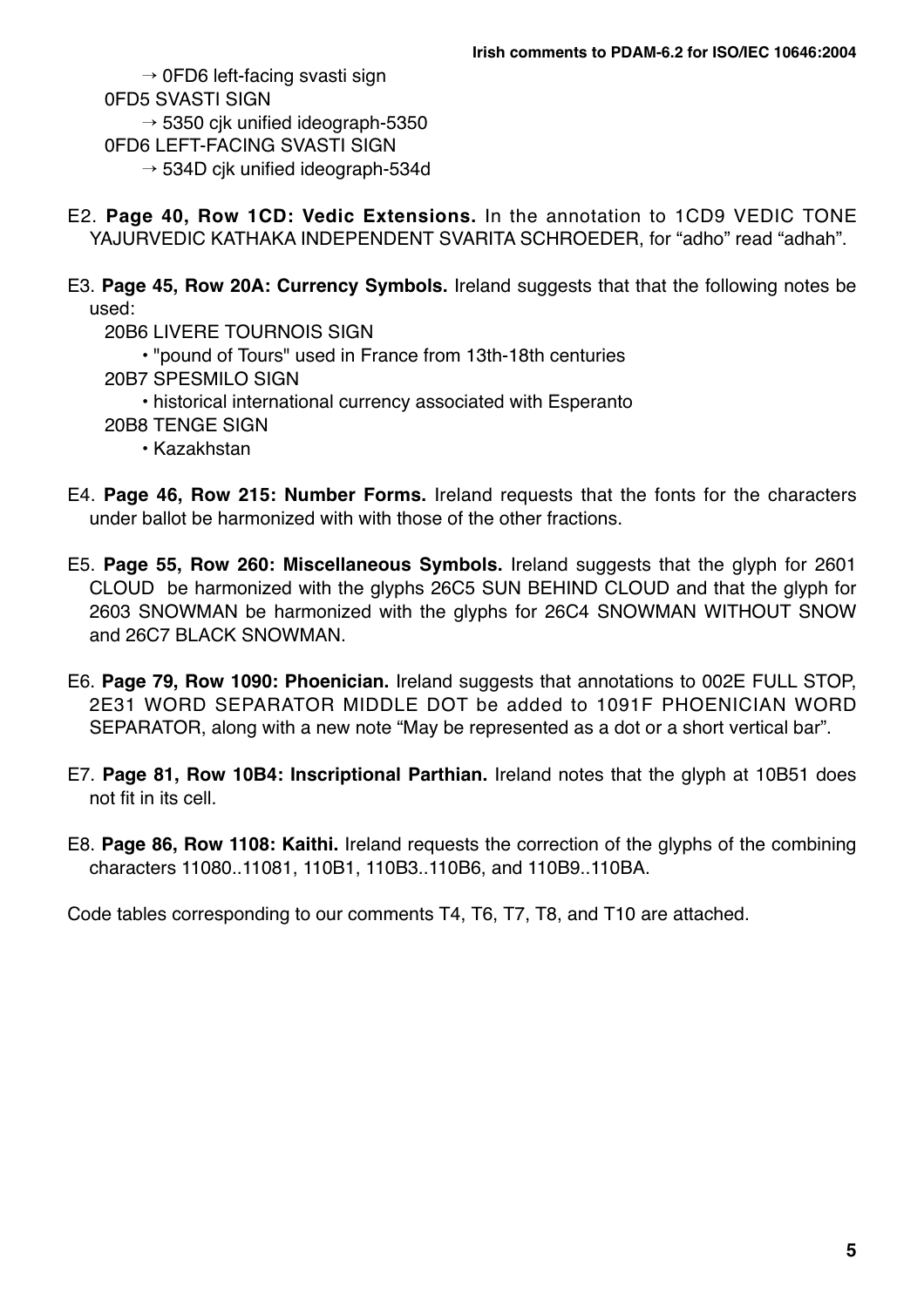→ 0FD6 left-facing svasti sign

0FD5 SVASTI SIGN

→ 5350 cjk unified ideograph-5350

0FD6 LEFT-FACING SVASTI SIGN

→ 534D cjk unified ideograph-534d

E2. **Page 40, Row 1CD: Vedic Extensions.** In the annotation to 1CD9 VEDIC TONE YAJURVEDIC KATHAKA INDEPENDENT SVARITA SCHROEDER, for “adho” read “adhah”.

E3. **Page 45, Row 20A: Currency Symbols.** Ireland suggests that that the following notes be used:

20B6 LIVERE TOURNOIS SIGN

• "pound of Tours" used in France from 13th-18th centuries

20B7 SPESMILO SIGN

• historical international currency associated with Esperanto

20B8 TENGE SIGN

• Kazakhstan

E4. **Page 46, Row 215: Number Forms.** Ireland requests that the fonts for the characters under ballot be harmonized with with those of the other fractions.

E5. **Page 55, Row 260: Miscellaneous Symbols.** Ireland suggests that the glyph for 2601 CLOUD be harmonized with the glyphs 26C5 SUN BEHIND CLOUD and that the glyph for 2603 SNOWMAN be harmonized with the glyphs for 26C4 SNOWMAN WITHOUT SNOW and 26C7 BLACK SNOWMAN.

E6. **Page 79, Row 1090: Phoenician.** Ireland suggests that annotations to 002E FULL STOP, 2E31 WORD SEPARATOR MIDDLE DOT be added to 1091F PHOENICIAN WORD SEPARATOR, along with a new note “May be represented as a dot or a short vertical bar”.

E7. **Page 81, Row 10B4: Inscriptional Parthian.** Ireland notes that the glyph at 10B51 does not fit in its cell.

E8. **Page 86, Row 1108: Kaithi.** Ireland requests the correction of the glyphs of the combining characters 11080..11081, 110B1, 110B3..110B6, and 110B9..110BA.

Code tables corresponding to our comments T4, T6, T7, T8, and T10 are attached.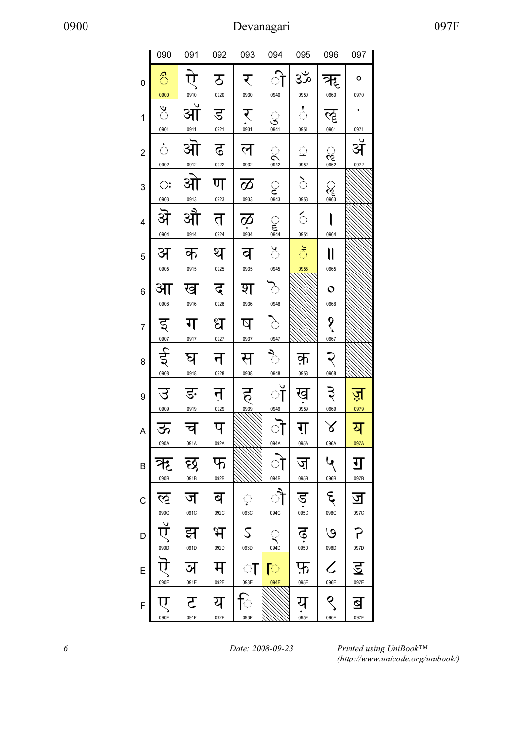# Devanagari

| | 090 | 091 | 092 | 093 | 094 | 095 | 096 | 097 |
|---|---|---|---|---|---|---|---|---|
| 0 | ऀ 0900 | ऐ 0910 | ठ 0920 | र 0930 | ी 0940 | ॐ 0950 | ॠ 0960 | ॰ 0970 |
| 1 | ँ 0901 | ऑ 0911 | ड 0921 | ऱ 0931 | ु 0941 | ॑ 0951 | ॡ 0961 | ॱ 0971 |
| 2 | ं 0902 | ऒ 0912 | ढ 0922 | ल 0932 | ू 0942 | ॒ 0952 | ॢ 0962 | ॲ 0972 |
| 3 | ः 0903 | ओ 0913 | ण 0923 | ळ 0933 | ृ 0943 | ॓ 0953 | ॣ 0963 | |
| 4 | ऄ 0904 | औ 0914 | त 0924 | ऴ 0934 | ॄ 0944 | ॔ 0954 | । 0964 | |
| 5 | अ 0905 | क 0915 | थ 0925 | व 0935 | ॅ 0945 | ॕ 0955 | ॥ 0965 | |
| 6 | आ 0906 | ख 0916 | द 0926 | श 0936 | ॆ 0946 | | ० 0966 | |
| 7 | इ 0907 | ग 0917 | ध 0927 | ष 0937 | े 0947 | | १ 0967 | |
| 8 | ई 0908 | घ 0918 | न 0928 | स 0938 | ै 0948 | क़ 0958 | २ 0968 | |
| 9 | उ 0909 | ङ 0919 | ऩ 0929 | ह 0939 | ॉ 0949 | ख़ 0959 | ३ 0969 | ॹ 0979 |
| A | ऊ 090A | च 091A | प 092A | | ॊ 094A | ग़ 095A | ४ 096A | ॺ 097A |
| B | ऋ 090B | छ 091B | फ 092B | | ो 094B | ज़ 095B | ५ 096B | ॻ 097B |
| C | ऌ 090C | ज 091C | ब 092C | ़ 093C | ौ 094C | ड़ 095C | ६ 096C | ॼ 097C |
| D | ऍ 090D | झ 091D | भ 092D | ऽ 093D | ् 094D | ढ़ 095D | ७ 096D | ॽ 097D |
| E | ऎ 090E | ञ 091E | म 092E | ा 093E | ॎ 094E | फ़ 095E | ८ 096E | ॾ 097E |
| F | ए 090F | ट 091F | य 092F | ि 093F | | य़ 095F | ९ 096F | ॿ 097F |

*Date: 2008-09-23* *Printed using UniBook™ (http://www.unicode.org/unibook/)*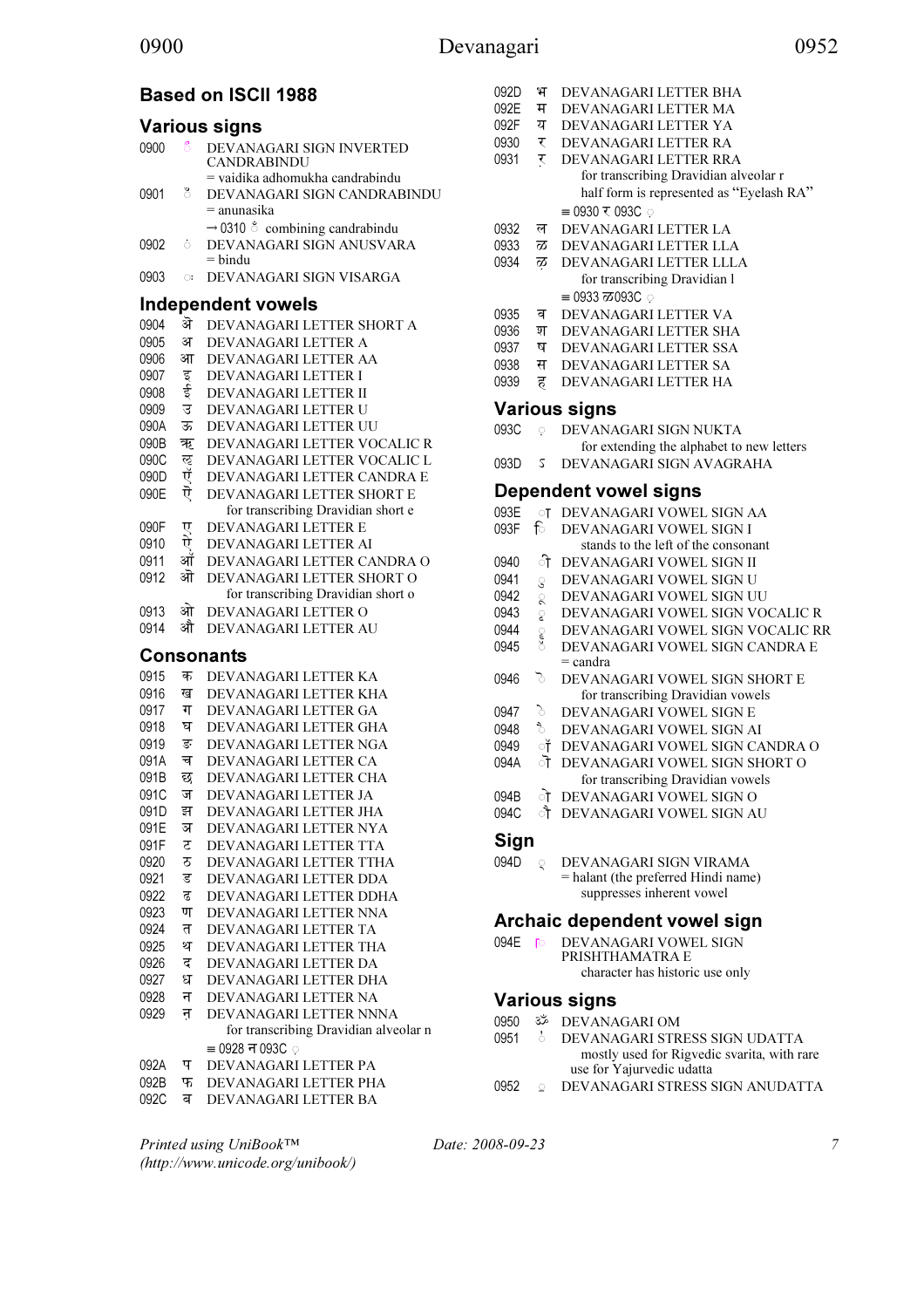## Based on ISCII 1988

## Various signs

0900 ँ DEVANAGARI SIGN INVERTED CANDRABINDU
- = vaidika adhomukha candrabindu

0901 ँ DEVANAGARI SIGN CANDRABINDU
- = anunasika
- → 0310 ̐ combining candrabindu

0902 ं DEVANAGARI SIGN ANUSVARA
- = bindu

0903 ः DEVANAGARI SIGN VISARGA

## Independent vowels

0904 ऄ DEVANAGARI LETTER SHORT A
0905 अ DEVANAGARI LETTER A
0906 आ DEVANAGARI LETTER AA
0907 इ DEVANAGARI LETTER I
0908 ई DEVANAGARI LETTER II
0909 उ DEVANAGARI LETTER U
090A ऊ DEVANAGARI LETTER UU
090B ऋ DEVANAGARI LETTER VOCALIC R
090C ऌ DEVANAGARI LETTER VOCALIC L
090D ऍ DEVANAGARI LETTER CANDRA E
090E ऎ DEVANAGARI LETTER SHORT E
- for transcribing Dravidian short e

090F ए DEVANAGARI LETTER E
0910 ऐ DEVANAGARI LETTER AI
0911 ऑ DEVANAGARI LETTER CANDRA O
0912 ऒ DEVANAGARI LETTER SHORT O
- for transcribing Dravidian short o

0913 ओ DEVANAGARI LETTER O
0914 औ DEVANAGARI LETTER AU

## Consonants

0915 क DEVANAGARI LETTER KA
0916 ख DEVANAGARI LETTER KHA
0917 ग DEVANAGARI LETTER GA
0918 घ DEVANAGARI LETTER GHA
0919 ङ DEVANAGARI LETTER NGA
091A च DEVANAGARI LETTER CA
091B छ DEVANAGARI LETTER CHA
091C ज DEVANAGARI LETTER JA
091D झ DEVANAGARI LETTER JHA
091E ञ DEVANAGARI LETTER NYA
091F ट DEVANAGARI LETTER TTA
0920 ठ DEVANAGARI LETTER TTHA
0921 ड DEVANAGARI LETTER DDA
0922 ढ DEVANAGARI LETTER DDHA
0923 ण DEVANAGARI LETTER NNA
0924 त DEVANAGARI LETTER TA
0925 थ DEVANAGARI LETTER THA
0926 द DEVANAGARI LETTER DA
0927 ध DEVANAGARI LETTER DHA
0928 न DEVANAGARI LETTER NA
0929 ऩ DEVANAGARI LETTER NNNA
- for transcribing Dravidian alveolar n
- ≡ 0928 न 093C ़

092A प DEVANAGARI LETTER PA
092B फ DEVANAGARI LETTER PHA
092C ब DEVANAGARI LETTER BA
092D भ DEVANAGARI LETTER BHA
092E म DEVANAGARI LETTER MA
092F य DEVANAGARI LETTER YA
0930 र DEVANAGARI LETTER RA
0931 ऱ DEVANAGARI LETTER RRA
- for transcribing Dravidian alveolar r
- half form is represented as "Eyelash RA"
- ≡ 0930 र 093C ़

0932 ल DEVANAGARI LETTER LA
0933 ळ DEVANAGARI LETTER LLA
0934 ऴ DEVANAGARI LETTER LLLA
- for transcribing Dravidian l
- ≡ 0933 ळ 093C ़

0935 व DEVANAGARI LETTER VA
0936 श DEVANAGARI LETTER SHA
0937 ष DEVANAGARI LETTER SSA
0938 स DEVANAGARI LETTER SA
0939 ह DEVANAGARI LETTER HA

## Various signs

093C ़ DEVANAGARI SIGN NUKTA
- for extending the alphabet to new letters

093D ऽ DEVANAGARI SIGN AVAGRAHA

## Dependent vowel signs

093E ा DEVANAGARI VOWEL SIGN AA
093F ि DEVANAGARI VOWEL SIGN I
- stands to the left of the consonant

0940 ी DEVANAGARI VOWEL SIGN II
0941 ु DEVANAGARI VOWEL SIGN U
0942 ू DEVANAGARI VOWEL SIGN UU
0943 ृ DEVANAGARI VOWEL SIGN VOCALIC R
0944 ॄ DEVANAGARI VOWEL SIGN VOCALIC RR
0945 ॅ DEVANAGARI VOWEL SIGN CANDRA E
- = candra

0946 ॆ DEVANAGARI VOWEL SIGN SHORT E
- for transcribing Dravidian vowels

0947 े DEVANAGARI VOWEL SIGN E
0948 ै DEVANAGARI VOWEL SIGN AI
0949 ॉ DEVANAGARI VOWEL SIGN CANDRA O
094A ॊ DEVANAGARI VOWEL SIGN SHORT O
- for transcribing Dravidian vowels

094B ो DEVANAGARI VOWEL SIGN O
094C ौ DEVANAGARI VOWEL SIGN AU

## Sign

094D ् DEVANAGARI SIGN VIRAMA
- = halant (the preferred Hindi name)
- suppresses inherent vowel

## Archaic dependent vowel sign

094E ॎ DEVANAGARI VOWEL SIGN PRISHTHAMATRA E
- character has historic use only

## Various signs

0950 ॐ DEVANAGARI OM
0951 ॑ DEVANAGARI STRESS SIGN UDATTA
- mostly used for Rigvedic svarita, with rare use for Yajurvedic udatta

0952 ॒ DEVANAGARI STRESS SIGN ANUDATTA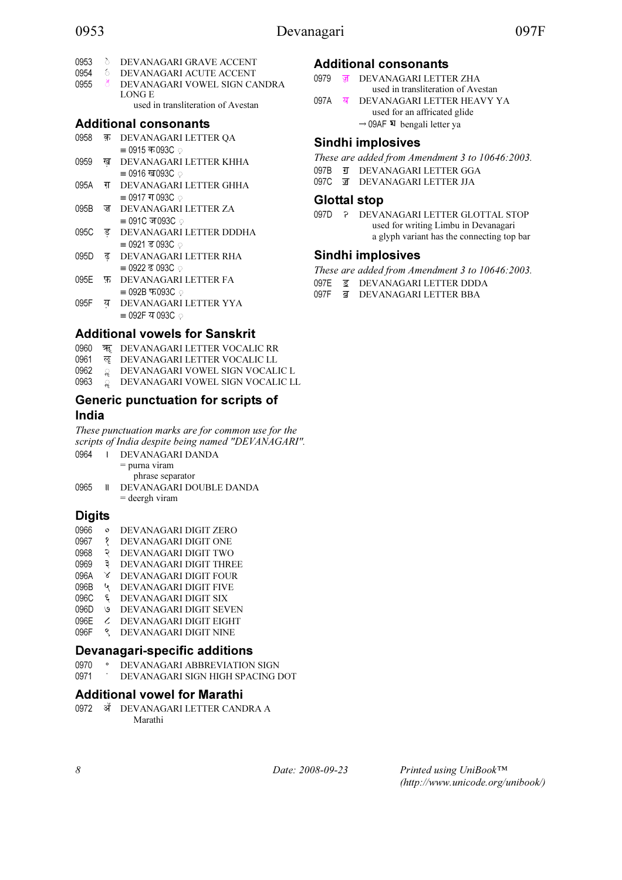0953 ◌॓ DEVANAGARI GRAVE ACCENT
0954 ◌॔ DEVANAGARI ACUTE ACCENT
0955 ◌ॕ DEVANAGARI VOWEL SIGN CANDRA LONG E
 used in transliteration of Avestan

## Additional consonants

0958 क़ DEVANAGARI LETTER QA
 ≡ 0915 क 093C ◌़
0959 ख़ DEVANAGARI LETTER KHHA
 ≡ 0916 ख 093C ◌़
095A ग़ DEVANAGARI LETTER GHHA
 ≡ 0917 ग 093C ◌़
095B ज़ DEVANAGARI LETTER ZA
 ≡ 091C ज 093C ◌़
095C ड़ DEVANAGARI LETTER DDDHA
 ≡ 0921 ड 093C ◌़
095D ढ़ DEVANAGARI LETTER RHA
 ≡ 0922 ढ 093C ◌़
095E फ़ DEVANAGARI LETTER FA
 ≡ 092B फ 093C ◌़
095F य़ DEVANAGARI LETTER YYA
 ≡ 092F य 093C ◌़

## Additional vowels for Sanskrit

0960 ॠ DEVANAGARI LETTER VOCALIC RR
0961 ॡ DEVANAGARI LETTER VOCALIC LL
0962 ◌ॢ DEVANAGARI VOWEL SIGN VOCALIC L
0963 ◌ॣ DEVANAGARI VOWEL SIGN VOCALIC LL

## Generic punctuation for scripts of India

*These punctuation marks are for common use for the scripts of India despite being named "DEVANAGARI".*

0964 । DEVANAGARI DANDA
 = purna viram
 phrase separator
0965 ॥ DEVANAGARI DOUBLE DANDA
 = deergh viram

## Digits

0966 ० DEVANAGARI DIGIT ZERO
0967 १ DEVANAGARI DIGIT ONE
0968 २ DEVANAGARI DIGIT TWO
0969 ३ DEVANAGARI DIGIT THREE
096A ४ DEVANAGARI DIGIT FOUR
096B ५ DEVANAGARI DIGIT FIVE
096C ६ DEVANAGARI DIGIT SIX
096D ७ DEVANAGARI DIGIT SEVEN
096E ८ DEVANAGARI DIGIT EIGHT
096F ९ DEVANAGARI DIGIT NINE

## Devanagari-specific additions

0970 ॰ DEVANAGARI ABBREVIATION SIGN
0971 ॱ DEVANAGARI SIGN HIGH SPACING DOT

## Additional vowel for Marathi

0972 ॲ DEVANAGARI LETTER CANDRA A
 Marathi

## Additional consonants

0979 ॹ DEVANAGARI LETTER ZHA
 used in transliteration of Avestan
097A ॺ DEVANAGARI LETTER HEAVY YA
 used for an affricated glide
 → 09AF য bengali letter ya

## Sindhi implosives

*These are added from Amendment 3 to 10646:2003.*

097B ॻ DEVANAGARI LETTER GGA
097C ॼ DEVANAGARI LETTER JJA

## Glottal stop

097D ॽ DEVANAGARI LETTER GLOTTAL STOP
 used for writing Limbu in Devanagari
 a glyph variant has the connecting top bar

## Sindhi implosives

*These are added from Amendment 3 to 10646:2003.*

097E ॾ DEVANAGARI LETTER DDDA
097F ॿ DEVANAGARI LETTER BBA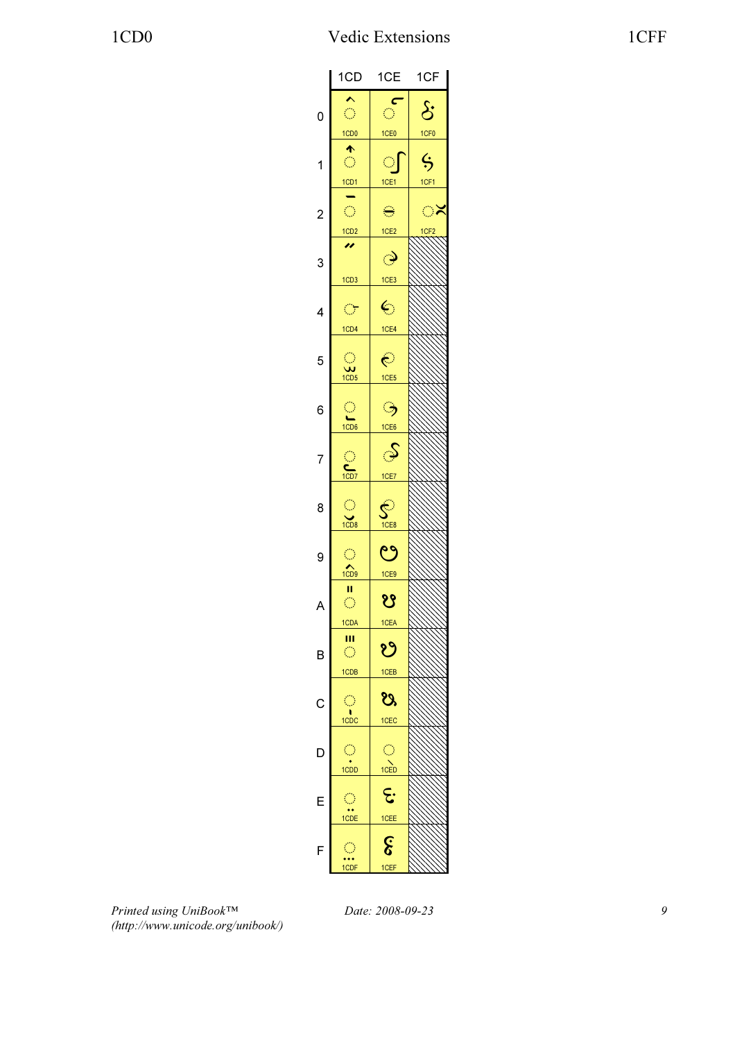# Vedic Extensions

| | 1CD | 1CE | 1CF |
|---|---|---|---|
| 0 | ◌᳐ 1CD0 | ◌᳠ 1CE0 | ᳰ 1CF0 |
| 1 | ◌᳑ 1CD1 | ◌᳡ 1CE1 | ᳱ 1CF1 |
| 2 | ◌᳒ 1CD2 | ◌᳢ 1CE2 | ◌ᳲ 1CF2 |
| 3 | ᳓ 1CD3 | ◌᳣ 1CE3 | |
| 4 | ◌᳔ 1CD4 | ◌᳤ 1CE4 | |
| 5 | ◌᳕ 1CD5 | ◌᳥ 1CE5 | |
| 6 | ◌᳖ 1CD6 | ◌᳦ 1CE6 | |
| 7 | ◌᳗ 1CD7 | ◌᳧ 1CE7 | |
| 8 | ◌᳘ 1CD8 | ◌᳨ 1CE8 | |
| 9 | ◌᳙ 1CD9 | ᳩ 1CE9 | |
| A | ◌᳚ 1CDA | ᳪ 1CEA | |
| B | ◌᳛ 1CDB | ᳫ 1CEB | |
| C | ◌᳜ 1CDC | ᳬ 1CEC | |
| D | ◌᳝ 1CDD | ◌᳭ 1CED | |
| E | ◌᳞ 1CDE | ᳮ 1CEE | |
| F | ◌᳟ 1CDF | ᳯ 1CEF | |

*Printed using UniBook™ (http://www.unicode.org/unibook/)* *Date: 2008-09-23*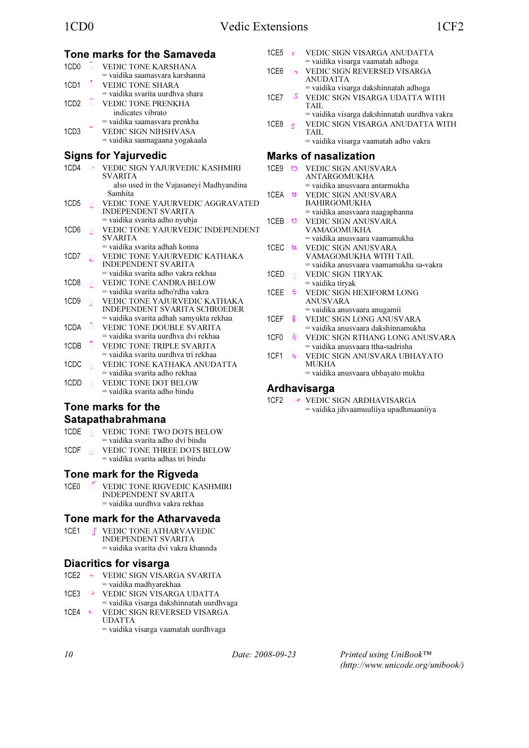## Tone marks for the Samaveda

1CD0 VEDIC TONE KARSHANA
= vaidika saamasvara karshanna

1CD1 VEDIC TONE SHARA
= vaidika svarita uurdhva shara

1CD2 VEDIC TONE PRENKHA
indicates vibrato
= vaidika saamasvara prenkha

1CD3 VEDIC SIGN NIHSHVASA
= vaidika saamagaana yogakaala

## Signs for Yajurvedic

1CD4 VEDIC SIGN YAJURVEDIC KASHMIRI SVARITA
also used in the Vajasaneyi Madhyandina Samhita

1CD5 VEDIC TONE YAJURVEDIC AGGRAVATED INDEPENDENT SVARITA
= vaidika svarita adho nyubja

1CD6 VEDIC TONE YAJURVEDIC INDEPENDENT SVARITA
= vaidika svarita adhah konna

1CD7 VEDIC TONE YAJURVEDIC KATHAKA INDEPENDENT SVARITA
= vaidika svarita adho vakra rekhaa

1CD8 VEDIC TONE CANDRA BELOW
= vaidika svarita adho'rdha vakra

1CD9 VEDIC TONE YAJURVEDIC KATHAKA INDEPENDENT SVARITA SCHROEDER
= vaidika svarita adhah samyukta rekhaa

1CDA VEDIC TONE DOUBLE SVARITA
= vaidika svarita uurdhva dvi rekhaa

1CDB VEDIC TONE TRIPLE SVARITA
= vaidika svarita uurdhva tri rekhaa

1CDC VEDIC TONE KATHAKA ANUDATTA
= vaidika svarita adho rekhaa

1CDD VEDIC TONE DOT BELOW
= vaidika svarita adho bindu

## Tone marks for the Satapathabrahmana

1CDE VEDIC TONE TWO DOTS BELOW
= vaidika svarita adho dvi bindu

1CDF VEDIC TONE THREE DOTS BELOW
= vaidika svarita adhas tri bindu

## Tone mark for the Rigveda

1CE0 VEDIC TONE RIGVEDIC KASHMIRI INDEPENDENT SVARITA
= vaidika uurdhva vakra rekhaa

## Tone mark for the Atharvaveda

1CE1 VEDIC TONE ATHARVAVEDIC INDEPENDENT SVARITA
= vaidika svarita dvi vakra khannda

## Diacritics for visarga

1CE2 VEDIC SIGN VISARGA SVARITA
= vaidika madhyarekhaa

1CE3 VEDIC SIGN VISARGA UDATTA
= vaidika visarga dakshinnatah uurdhvaga

1CE4 VEDIC SIGN REVERSED VISARGA UDATTA
= vaidika visarga vaamatah uurdhvaga

1CE5 VEDIC SIGN VISARGA ANUDATTA
= vaidika visarga vaamatah adhoga

1CE6 VEDIC SIGN REVERSED VISARGA ANUDATTA
= vaidika visarga dakshinnatah adhoga

1CE7 VEDIC SIGN VISARGA UDATTA WITH TAIL
= vaidika visarga dakshinnatah uurdhva vakra

1CE8 VEDIC SIGN VISARGA ANUDATTA WITH TAIL
= vaidika visarga vaamatah adho vakra

## Marks of nasalization

1CE9 VEDIC SIGN ANUSVARA ANTARGOMUKHA
= vaidika anusvaara antarmukha

1CEA VEDIC SIGN ANUSVARA BAHIRGOMUKHA
= vaidika anusvaara naagaphanna

1CEB VEDIC SIGN ANUSVARA VAMAGOMUKHA
= vaidika anusvaara vaamamukha

1CEC VEDIC SIGN ANUSVARA VAMAGOMUKHA WITH TAIL
= vaidika anusvaara vaamamukha sa-vakra

1CED VEDIC SIGN TIRYAK
= vaidika tiryak

1CEE VEDIC SIGN HEXIFORM LONG ANUSVARA
= vaidika anusvaara anugamii

1CEF VEDIC SIGN LONG ANUSVARA
= vaidika anusvaara dakshinnamukha

1CF0 VEDIC SIGN RTHANG LONG ANUSVARA
= vaidika anusvaara ttha-sadrisha

1CF1 VEDIC SIGN ANUSVARA UBHAYATO MUKHA
= vaidika anusvaara ubhayato mukha

## Ardhavisarga

1CF2 VEDIC SIGN ARDHAVISARGA
= vaidika jihvaamuuliiya upadhmaaniiya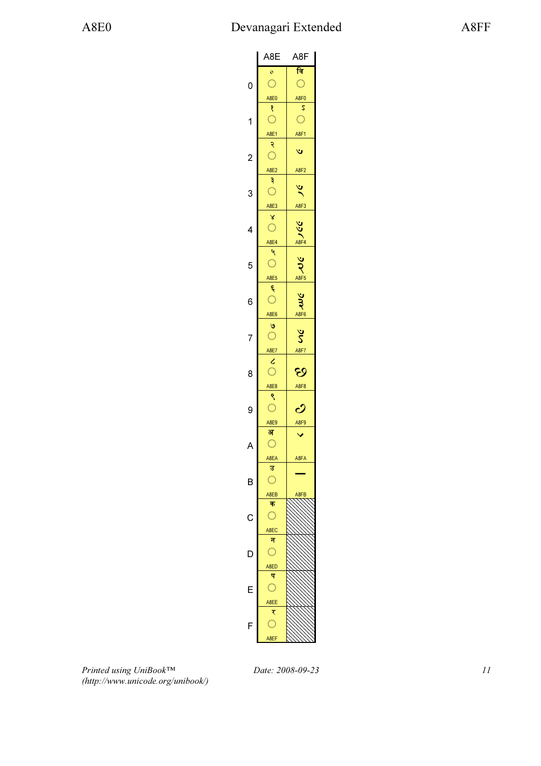# Devanagari Extended

| | A8E | A8F |
|---|---|---|
| 0 | ꣠ A8E0 | ꣰ A8F0 |
| 1 | ꣡ A8E1 | ꣱ A8F1 |
| 2 | ꣢ A8E2 | ꣲ A8F2 |
| 3 | ꣣ A8E3 | ꣳ A8F3 |
| 4 | ꣤ A8E4 | ꣴ A8F4 |
| 5 | ꣥ A8E5 | ꣵ A8F5 |
| 6 | ꣦ A8E6 | ꣶ A8F6 |
| 7 | ꣧ A8E7 | ꣷ A8F7 |
| 8 | ꣨ A8E8 | ꣸ A8F8 |
| 9 | ꣩ A8E9 | ꣹ A8F9 |
| A | ꣪ A8EA | ꣺ A8FA |
| B | ꣫ A8EB | ꣻ A8FB |
| C | ꣬ A8EC | |
| D | ꣭ A8ED | |
| E | ꣮ A8EE | |
| F | ꣯ A8EF | |

*Printed using UniBook™ (http://www.unicode.org/unibook/)*

*Date: 2008-09-23*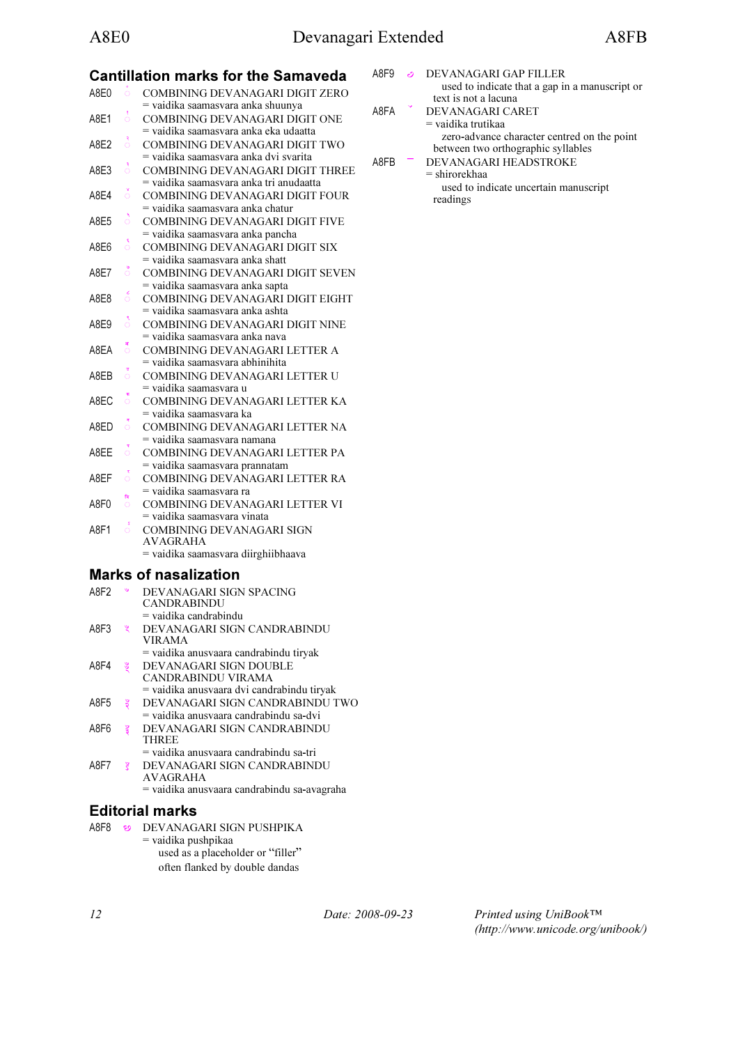## Cantillation marks for the Samaveda

A8E0 ꣠ COMBINING DEVANAGARI DIGIT ZERO
= vaidika saamasvara anka shuunya

A8E1 ꣡ COMBINING DEVANAGARI DIGIT ONE
= vaidika saamasvara anka eka udaatta

A8E2 ꣢ COMBINING DEVANAGARI DIGIT TWO
= vaidika saamasvara anka dvi svarita

A8E3 ꣣ COMBINING DEVANAGARI DIGIT THREE
= vaidika saamasvara anka tri anudaatta

A8E4 ꣤ COMBINING DEVANAGARI DIGIT FOUR
= vaidika saamasvara anka chatur

A8E5 ꣥ COMBINING DEVANAGARI DIGIT FIVE
= vaidika saamasvara anka pancha

A8E6 ꣦ COMBINING DEVANAGARI DIGIT SIX
= vaidika saamasvara anka shatt

A8E7 ꣧ COMBINING DEVANAGARI DIGIT SEVEN
= vaidika saamasvara anka sapta

A8E8 ꣨ COMBINING DEVANAGARI DIGIT EIGHT
= vaidika saamasvara anka ashta

A8E9 ꣩ COMBINING DEVANAGARI DIGIT NINE
= vaidika saamasvara anka nava

A8EA ꣪ COMBINING DEVANAGARI LETTER A
= vaidika saamasvara abhinihita

A8EB ꣫ COMBINING DEVANAGARI LETTER U
= vaidika saamasvara u

A8EC ꣬ COMBINING DEVANAGARI LETTER KA
= vaidika saamasvara ka

A8ED ꣭ COMBINING DEVANAGARI LETTER NA
= vaidika saamasvara namana

A8EE ꣮ COMBINING DEVANAGARI LETTER PA
= vaidika saamasvara prannatam

A8EF ꣯ COMBINING DEVANAGARI LETTER RA
= vaidika saamasvara ra

A8F0 ꣰ COMBINING DEVANAGARI LETTER VI
= vaidika saamasvara vinata

A8F1 ꣱ COMBINING DEVANAGARI SIGN AVAGRAHA
= vaidika saamasvara diirghiibhaava

## Marks of nasalization

A8F2 ꣲ DEVANAGARI SIGN SPACING CANDRABINDU
= vaidika candrabindu

A8F3 ꣳ DEVANAGARI SIGN CANDRABINDU VIRAMA
= vaidika anusvaara candrabindu tiryak

A8F4 ꣴ DEVANAGARI SIGN DOUBLE CANDRABINDU VIRAMA
= vaidika anusvaara dvi candrabindu tiryak

A8F5 ꣵ DEVANAGARI SIGN CANDRABINDU TWO
= vaidika anusvaara candrabindu sa-dvi

A8F6 ꣶ DEVANAGARI SIGN CANDRABINDU THREE
= vaidika anusvaara candrabindu sa-tri

A8F7 ꣷ DEVANAGARI SIGN CANDRABINDU AVAGRAHA
= vaidika anusvaara candrabindu sa-avagraha

## Editorial marks

A8F8 ꣸ DEVANAGARI SIGN PUSHPIKA
= vaidika pushpikaa
used as a placeholder or "filler"
often flanked by double dandas

A8F9 ꣹ DEVANAGARI GAP FILLER
used to indicate that a gap in a manuscript or text is not a lacuna

A8FA ꣺ DEVANAGARI CARET
= vaidika trutikaa
zero-advance character centred on the point between two orthographic syllables

A8FB ꣻ DEVANAGARI HEADSTROKE
= shirorekhaa
used to indicate uncertain manuscript readings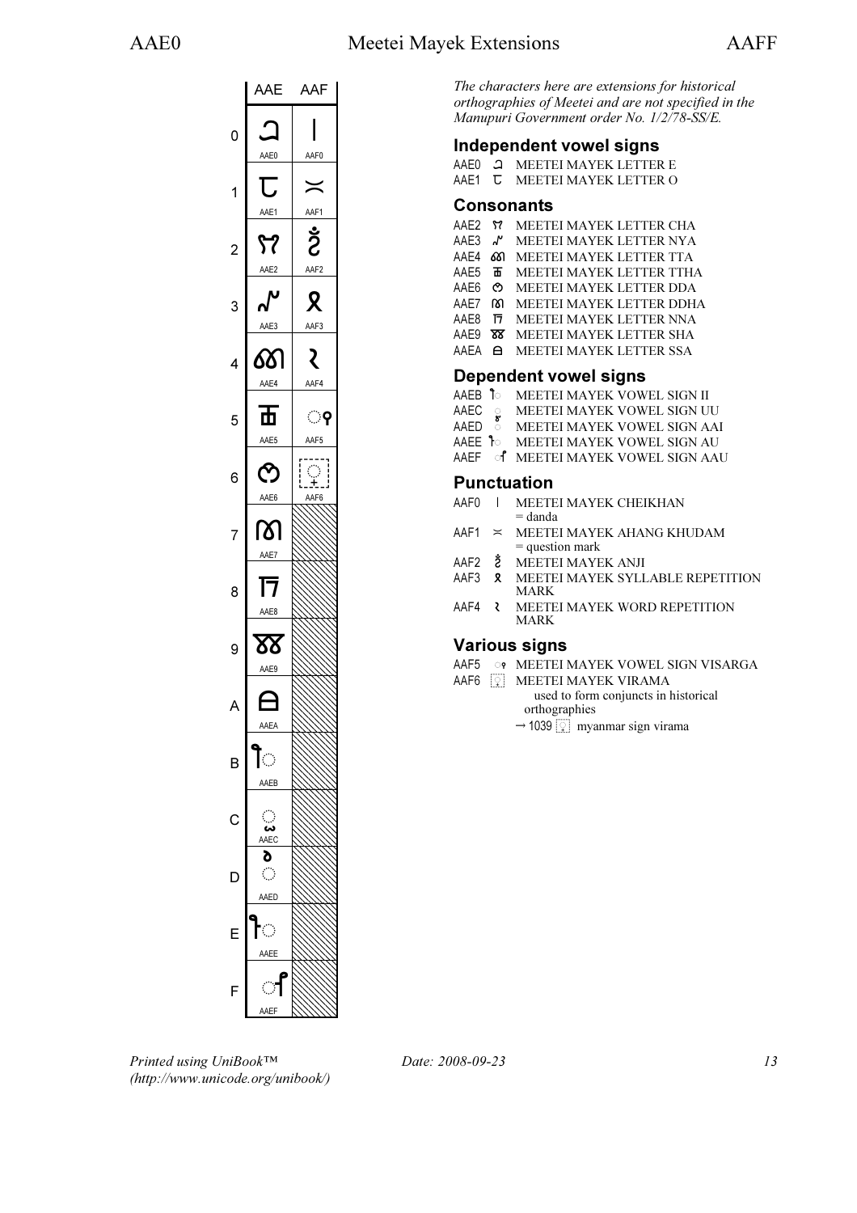# Meetei Mayek Extensions

| | AAE | AAF |
|---|---|---|
| 0 | ꫠ AAE0 | ꫰ AAF0 |
| 1 | ꫡ AAE1 | ꫱ AAF1 |
| 2 | ꫢ AAE2 | ꫲ AAF2 |
| 3 | ꫣ AAE3 | ꫳ AAF3 |
| 4 | ꫤ AAE4 | ꫴ AAF4 |
| 5 | ꫥ AAE5 | ◌ꫵ AAF5 |
| 6 | ꫦ AAE6 | ◌꫶ AAF6 |
| 7 | ꫧ AAE7 | |
| 8 | ꫨ AAE8 | |
| 9 | ꫩ AAE9 | |
| A | ꫪ AAEA | |
| B | ꫫ◌ AAEB | |
| C | ◌ꫬ AAEC | |
| D | ◌ꫭ AAED | |
| E | ꫮ◌ AAEE | |
| F | ◌ꫯ AAEF | |

*The characters here are extensions for historical orthographies of Meetei and are not specified in the Manupuri Government order No. 1/2/78-SS/E.*

## Independent vowel signs

AAE0 ꫠ MEETEI MAYEK LETTER E
AAE1 ꫡ MEETEI MAYEK LETTER O

## Consonants

AAE2 ꫢ MEETEI MAYEK LETTER CHA
AAE3 ꫣ MEETEI MAYEK LETTER NYA
AAE4 ꫤ MEETEI MAYEK LETTER TTA
AAE5 ꫥ MEETEI MAYEK LETTER TTHA
AAE6 ꫦ MEETEI MAYEK LETTER DDA
AAE7 ꫧ MEETEI MAYEK LETTER DDHA
AAE8 ꫨ MEETEI MAYEK LETTER NNA
AAE9 ꫩ MEETEI MAYEK LETTER SHA
AAEA ꫪ MEETEI MAYEK LETTER SSA

## Dependent vowel signs

AAEB ꫫ◌ MEETEI MAYEK VOWEL SIGN II
AAEC ◌ꫬ MEETEI MAYEK VOWEL SIGN UU
AAED ◌ꫭ MEETEI MAYEK VOWEL SIGN AAI
AAEE ꫮ◌ MEETEI MAYEK VOWEL SIGN AU
AAEF ◌ꫯ MEETEI MAYEK VOWEL SIGN AAU

## Punctuation

AAF0 ꫰ MEETEI MAYEK CHEIKHAN
= danda
AAF1 ꫱ MEETEI MAYEK AHANG KHUDAM
= question mark
AAF2 ꫲ MEETEI MAYEK ANJI
AAF3 ꫳ MEETEI MAYEK SYLLABLE REPETITION MARK
AAF4 ꫴ MEETEI MAYEK WORD REPETITION MARK

## Various signs

AAF5 ◌ꫵ MEETEI MAYEK VOWEL SIGN VISARGA
AAF6 ◌꫶ MEETEI MAYEK VIRAMA
used to form conjuncts in historical orthographies
→ 1039 ◌္ myanmar sign virama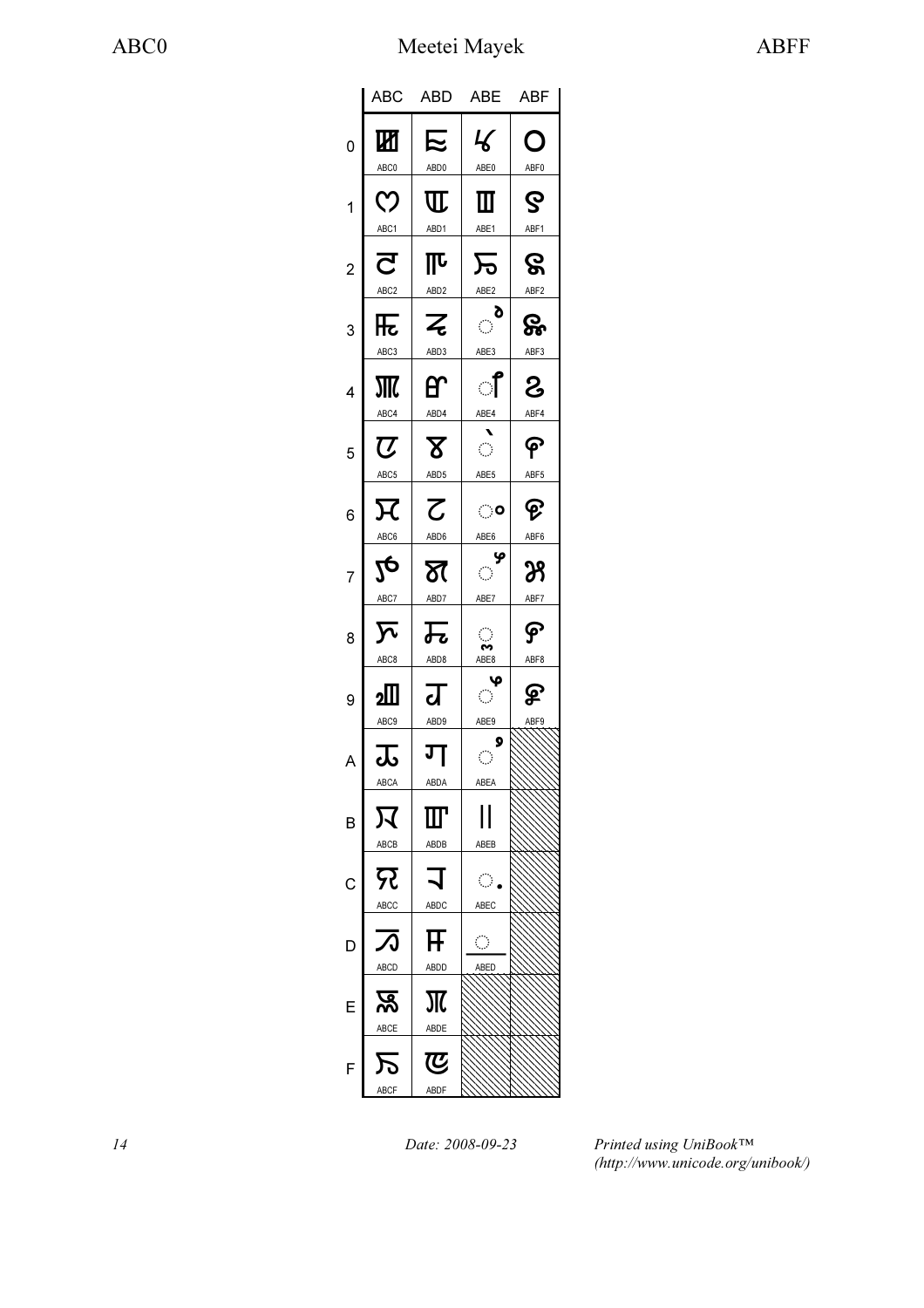| | ABC | ABD | ABE | ABF |
|---|---|---|---|---|
| 0 | ꯀ ABC0 | ꯐ ABD0 | ꯠ ABE0 | ꯰ ABF0 |
| 1 | ꯁ ABC1 | ꯑ ABD1 | ꯡ ABE1 | ꯱ ABF1 |
| 2 | ꯂ ABC2 | ꯒ ABD2 | ꯢ ABE2 | ꯲ ABF2 |
| 3 | ꯃ ABC3 | ꯓ ABD3 | ◌ꯣ ABE3 | ꯳ ABF3 |
| 4 | ꯄ ABC4 | ꯔ ABD4 | ◌ꯤ ABE4 | ꯴ ABF4 |
| 5 | ꯅ ABC5 | ꯕ ABD5 | ◌ꯥ ABE5 | ꯵ ABF5 |
| 6 | ꯆ ABC6 | ꯖ ABD6 | ◌ꯦ ABE6 | ꯶ ABF6 |
| 7 | ꯇ ABC7 | ꯗ ABD7 | ◌ꯧ ABE7 | ꯷ ABF7 |
| 8 | ꯈ ABC8 | ꯘ ABD8 | ◌ꯨ ABE8 | ꯸ ABF8 |
| 9 | ꯉ ABC9 | ꯙ ABD9 | ◌ꯩ ABE9 | ꯹ ABF9 |
| A | ꯊ ABCA | ꯚ ABDA | ◌ꯪ ABEA | |
| B | ꯋ ABCB | ꯛ ABDB | ꯫ ABEB | |
| C | ꯌ ABCC | ꯜ ABDC | ◌꯬ ABEC | |
| D | ꯍ ABCD | ꯝ ABDD | ◌꯭ ABED | |
| E | ꯎ ABCE | ꯞ ABDE | | |
| F | ꯏ ABCF | ꯟ ABDF | | |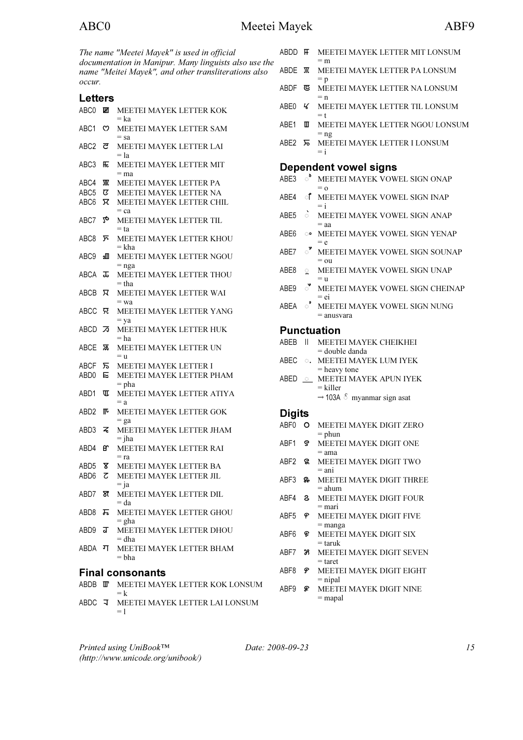*The name "Meetei Mayek" is used in official documentation in Manipur. Many linguists also use the name "Meitei Mayek", and other transliterations also occur.*

## Letters

ABC0 ꯀ MEETEI MAYEK LETTER KOK
= ka

ABC1 ꯁ MEETEI MAYEK LETTER SAM
= sa

ABC2 ꯂ MEETEI MAYEK LETTER LAI
= la

ABC3 ꯃ MEETEI MAYEK LETTER MIT
= ma

ABC4 ꯄ MEETEI MAYEK LETTER PA

ABC5 ꯅ MEETEI MAYEK LETTER NA

ABC6 ꯆ MEETEI MAYEK LETTER CHIL
= ca

ABC7 ꯇ MEETEI MAYEK LETTER TIL
= ta

ABC8 ꯈ MEETEI MAYEK LETTER KHOU
= kha

ABC9 ꯉ MEETEI MAYEK LETTER NGOU
= nga

ABCA ꯊ MEETEI MAYEK LETTER THOU
= tha

ABCB ꯋ MEETEI MAYEK LETTER WAI
= wa

ABCC ꯌ MEETEI MAYEK LETTER YANG
= ya

ABCD ꯍ MEETEI MAYEK LETTER HUK
= ha

ABCE ꯎ MEETEI MAYEK LETTER UN
= u

ABCF ꯏ MEETEI MAYEK LETTER I

ABD0 ꯐ MEETEI MAYEK LETTER PHAM
= pha

ABD1 ꯑ MEETEI MAYEK LETTER ATIYA
= a

ABD2 ꯒ MEETEI MAYEK LETTER GOK
= ga

ABD3 ꯓ MEETEI MAYEK LETTER JHAM
= jha

ABD4 ꯔ MEETEI MAYEK LETTER RAI
= ra

ABD5 ꯕ MEETEI MAYEK LETTER BA

ABD6 ꯖ MEETEI MAYEK LETTER JIL
= ja

ABD7 ꯗ MEETEI MAYEK LETTER DIL
= da

ABD8 ꯘ MEETEI MAYEK LETTER GHOU
= gha

ABD9 ꯙ MEETEI MAYEK LETTER DHOU
= dha

ABDA ꯚ MEETEI MAYEK LETTER BHAM
= bha

## Final consonants

ABDB ꯛ MEETEI MAYEK LETTER KOK LONSUM
= k

ABDC ꯜ MEETEI MAYEK LETTER LAI LONSUM
= l

ABDD ꯝ MEETEI MAYEK LETTER MIT LONSUM
= m

ABDE ꯞ MEETEI MAYEK LETTER PA LONSUM
= p

ABDF ꯟ MEETEI MAYEK LETTER NA LONSUM
= n

ABE0 ꯠ MEETEI MAYEK LETTER TIL LONSUM
= t

ABE1 ꯡ MEETEI MAYEK LETTER NGOU LONSUM
= ng

ABE2 ꯢ MEETEI MAYEK LETTER I LONSUM
= i

## Dependent vowel signs

ABE3 ◌ꯣ MEETEI MAYEK VOWEL SIGN ONAP
= o

ABE4 ◌ꯤ MEETEI MAYEK VOWEL SIGN INAP
= i

ABE5 ◌ꯥ MEETEI MAYEK VOWEL SIGN ANAP
= aa

ABE6 ◌ꯦ MEETEI MAYEK VOWEL SIGN YENAP
= e

ABE7 ◌ꯧ MEETEI MAYEK VOWEL SIGN SOUNAP
= ou

ABE8 ◌ꯨ MEETEI MAYEK VOWEL SIGN UNAP
= u

ABE9 ◌ꯩ MEETEI MAYEK VOWEL SIGN CHEINAP
= ei

ABEA ◌ꯪ MEETEI MAYEK VOWEL SIGN NUNG
= anusvara

## Punctuation

ABEB ꯫ MEETEI MAYEK CHEIKHEI
= double danda

ABEC ◌꯬ MEETEI MAYEK LUM IYEK
= heavy tone

ABED ◌꯭ MEETEI MAYEK APUN IYEK
= killer
→ 103A ် myanmar sign asat

## Digits

ABF0 ꯰ MEETEI MAYEK DIGIT ZERO
= phun

ABF1 ꯱ MEETEI MAYEK DIGIT ONE
= ama

ABF2 ꯲ MEETEI MAYEK DIGIT TWO
= ani

ABF3 ꯳ MEETEI MAYEK DIGIT THREE
= ahum

ABF4 ꯴ MEETEI MAYEK DIGIT FOUR
= mari

ABF5 ꯵ MEETEI MAYEK DIGIT FIVE
= manga

ABF6 ꯶ MEETEI MAYEK DIGIT SIX
= taruk

ABF7 ꯷ MEETEI MAYEK DIGIT SEVEN
= taret

ABF8 ꯸ MEETEI MAYEK DIGIT EIGHT
= nipal

ABF9 ꯹ MEETEI MAYEK DIGIT NINE
= mapal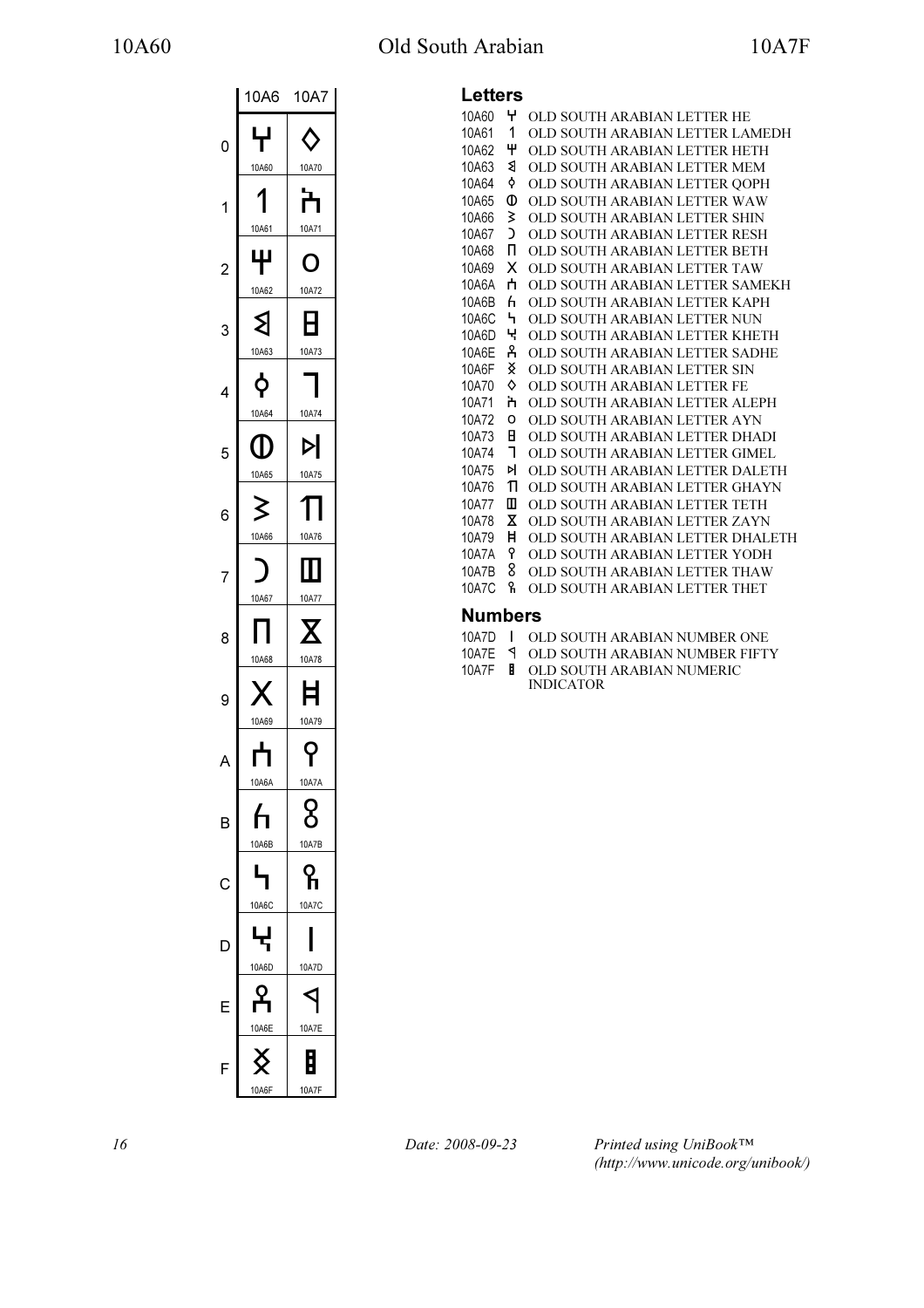# Old South Arabian

| | 10A6 | 10A7 |
|---|---|---|
| 0 | 𐩠 10A60 | 𐩰 10A70 |
| 1 | 𐩡 10A61 | 𐩱 10A71 |
| 2 | 𐩢 10A62 | 𐩲 10A72 |
| 3 | 𐩣 10A63 | 𐩳 10A73 |
| 4 | 𐩤 10A64 | 𐩴 10A74 |
| 5 | 𐩥 10A65 | 𐩵 10A75 |
| 6 | 𐩦 10A66 | 𐩶 10A76 |
| 7 | 𐩧 10A67 | 𐩷 10A77 |
| 8 | 𐩨 10A68 | 𐩸 10A78 |
| 9 | 𐩩 10A69 | 𐩹 10A79 |
| A | 𐩪 10A6A | 𐩺 10A7A |
| B | 𐩫 10A6B | 𐩻 10A7B |
| C | 𐩬 10A6C | 𐩼 10A7C |
| D | 𐩭 10A6D | 𐩽 10A7D |
| E | 𐩮 10A6E | 𐩾 10A7E |
| F | 𐩯 10A6F | 𐩿 10A7F |

## Letters

10A60 𐩠 OLD SOUTH ARABIAN LETTER HE
10A61 𐩡 OLD SOUTH ARABIAN LETTER LAMEDH
10A62 𐩢 OLD SOUTH ARABIAN LETTER HETH
10A63 𐩣 OLD SOUTH ARABIAN LETTER MEM
10A64 𐩤 OLD SOUTH ARABIAN LETTER QOPH
10A65 𐩥 OLD SOUTH ARABIAN LETTER WAW
10A66 𐩦 OLD SOUTH ARABIAN LETTER SHIN
10A67 𐩧 OLD SOUTH ARABIAN LETTER RESH
10A68 𐩨 OLD SOUTH ARABIAN LETTER BETH
10A69 𐩩 OLD SOUTH ARABIAN LETTER TAW
10A6A 𐩪 OLD SOUTH ARABIAN LETTER SAMEKH
10A6B 𐩫 OLD SOUTH ARABIAN LETTER KAPH
10A6C 𐩬 OLD SOUTH ARABIAN LETTER NUN
10A6D 𐩭 OLD SOUTH ARABIAN LETTER KHETH
10A6E 𐩮 OLD SOUTH ARABIAN LETTER SADHE
10A6F 𐩯 OLD SOUTH ARABIAN LETTER SIN
10A70 𐩰 OLD SOUTH ARABIAN LETTER FE
10A71 𐩱 OLD SOUTH ARABIAN LETTER ALEPH
10A72 𐩲 OLD SOUTH ARABIAN LETTER AYN
10A73 𐩳 OLD SOUTH ARABIAN LETTER DHADI
10A74 𐩴 OLD SOUTH ARABIAN LETTER GIMEL
10A75 𐩵 OLD SOUTH ARABIAN LETTER DALETH
10A76 𐩶 OLD SOUTH ARABIAN LETTER GHAYN
10A77 𐩷 OLD SOUTH ARABIAN LETTER TETH
10A78 𐩸 OLD SOUTH ARABIAN LETTER ZAYN
10A79 𐩹 OLD SOUTH ARABIAN LETTER DHALETH
10A7A 𐩺 OLD SOUTH ARABIAN LETTER YODH
10A7B 𐩻 OLD SOUTH ARABIAN LETTER THAW
10A7C 𐩼 OLD SOUTH ARABIAN LETTER THET

## Numbers

10A7D 𐩽 OLD SOUTH ARABIAN NUMBER ONE
10A7E 𐩾 OLD SOUTH ARABIAN NUMBER FIFTY
10A7F 𐩿 OLD SOUTH ARABIAN NUMERIC INDICATOR

*Date: 2008-09-23* *Printed using UniBook™ (http://www.unicode.org/unibook/)*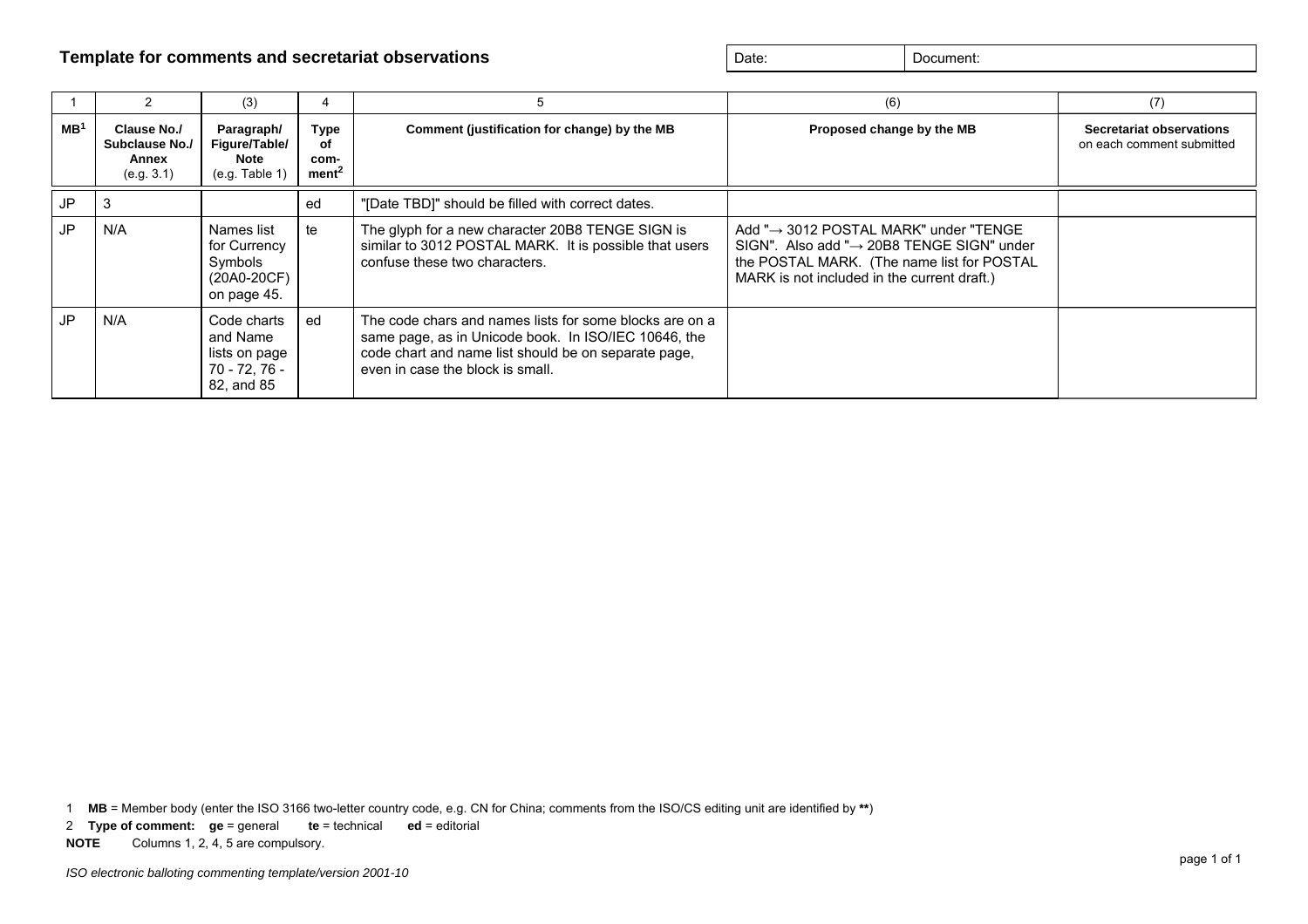## Template for comments and secretariat observations

| Date: | Document: |
|---|---|

| 1 | 2 | (3) | 4 | 5 | (6) | (7) |
|---|---|---|---|---|---|---|
| **MB**[1] | **Clause No./ Subclause No./ Annex** (e.g. 3.1) | **Paragraph/ Figure/Table/ Note** (e.g. Table 1) | **Type of com-ment**[2] | **Comment (justification for change) by the MB** | **Proposed change by the MB** | **Secretariat observations** on each comment submitted |
| JP | 3 | | ed | "[Date TBD]" should be filled with correct dates. | | |
| JP | N/A | Names list for Currency Symbols (20A0-20CF) on page 45. | te | The glyph for a new character 20B8 TENGE SIGN is similar to 3012 POSTAL MARK. It is possible that users confuse these two characters. | Add "→ 3012 POSTAL MARK" under "TENGE SIGN". Also add "→ 20B8 TENGE SIGN" under the POSTAL MARK. (The name list for POSTAL MARK is not included in the current draft.) | |
| JP | N/A | Code charts and Name lists on page 70 - 72, 76 - 82, and 85 | ed | The code chars and names lists for some blocks are on a same page, as in Unicode book. In ISO/IEC 10646, the code chart and name list should be on separate page, even in case the block is small. | | |

1 **MB** = Member body (enter the ISO 3166 two-letter country code, e.g. CN for China; comments from the ISO/CS editing unit are identified by **)

2 **Type of comment:** **ge** = general **te** = technical **ed** = editorial

**NOTE** Columns 1, 2, 4, 5 are compulsory.

*ISO electronic balloting commenting template/version 2001-10*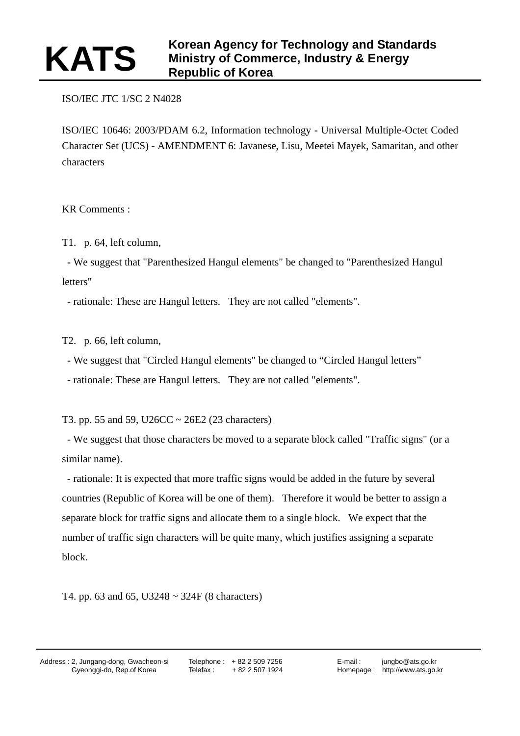# KATS

**Korean Agency for Technology and Standards**
**Ministry of Commerce, Industry & Energy**
**Republic of Korea**

ISO/IEC JTC 1/SC 2 N4028

ISO/IEC 10646: 2003/PDAM 6.2, Information technology - Universal Multiple-Octet Coded Character Set (UCS) - AMENDMENT 6: Javanese, Lisu, Meetei Mayek, Samaritan, and other characters

KR Comments :

T1. p. 64, left column,

- We suggest that "Parenthesized Hangul elements" be changed to "Parenthesized Hangul letters"
- rationale: These are Hangul letters. They are not called "elements".

T2. p. 66, left column,

- We suggest that "Circled Hangul elements" be changed to “Circled Hangul letters”
- rationale: These are Hangul letters. They are not called "elements".

T3. pp. 55 and 59, U26CC ~ 26E2 (23 characters)

- We suggest that those characters be moved to a separate block called "Traffic signs" (or a similar name).
- rationale: It is expected that more traffic signs would be added in the future by several countries (Republic of Korea will be one of them). Therefore it would be better to assign a separate block for traffic signs and allocate them to a single block. We expect that the number of traffic sign characters will be quite many, which justifies assigning a separate block.

T4. pp. 63 and 65, U3248 ~ 324F (8 characters)

Address : 2, Jungang-dong, Gwacheon-si Gyeonggi-do, Rep.of Korea    Telephone : + 82 2 509 7256    Telefax : + 82 2 507 1924    E-mail : jungbo@ats.go.kr    Homepage : http://www.ats.go.kr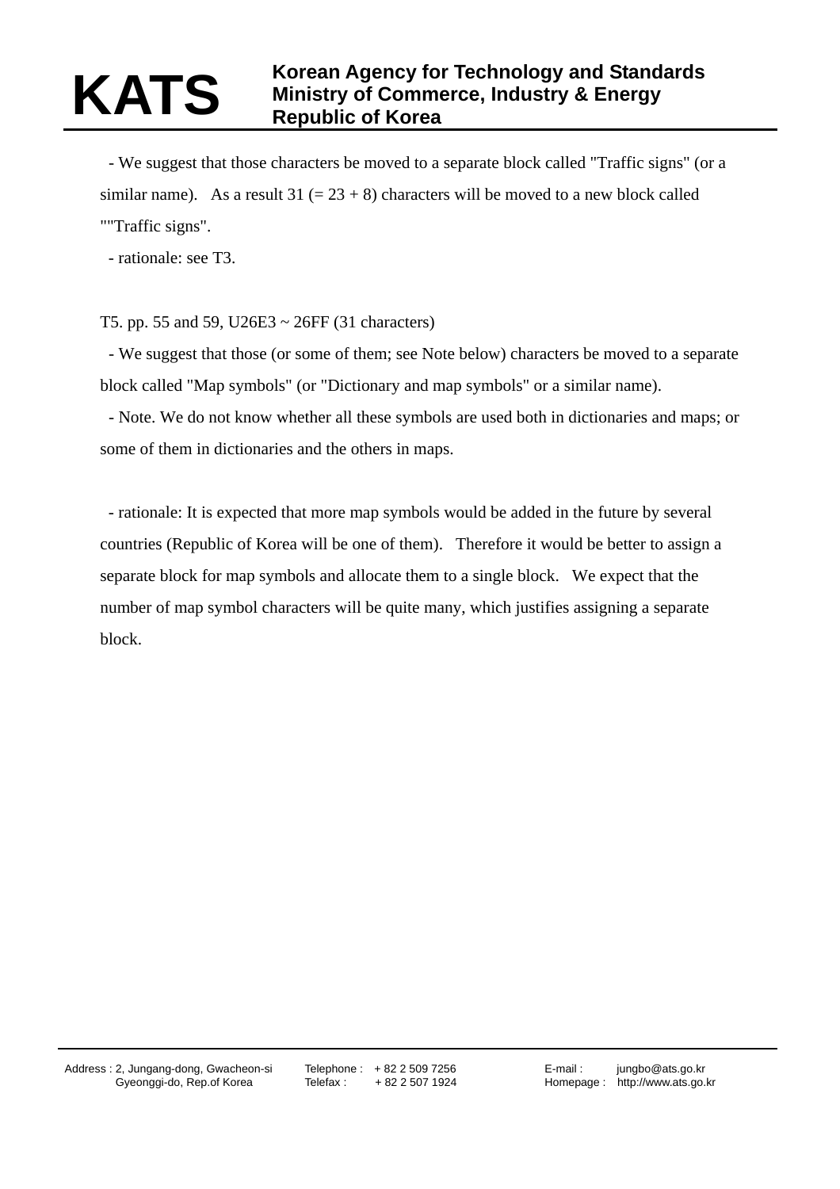- We suggest that those characters be moved to a separate block called "Traffic signs" (or a similar name). As a result 31 (= 23 + 8) characters will be moved to a new block called ""Traffic signs".

- rationale: see T3.

T5. pp. 55 and 59, U26E3 ~ 26FF (31 characters)

- We suggest that those (or some of them; see Note below) characters be moved to a separate block called "Map symbols" (or "Dictionary and map symbols" or a similar name).

- Note. We do not know whether all these symbols are used both in dictionaries and maps; or some of them in dictionaries and the others in maps.

- rationale: It is expected that more map symbols would be added in the future by several countries (Republic of Korea will be one of them). Therefore it would be better to assign a separate block for map symbols and allocate them to a single block. We expect that the number of map symbol characters will be quite many, which justifies assigning a separate block.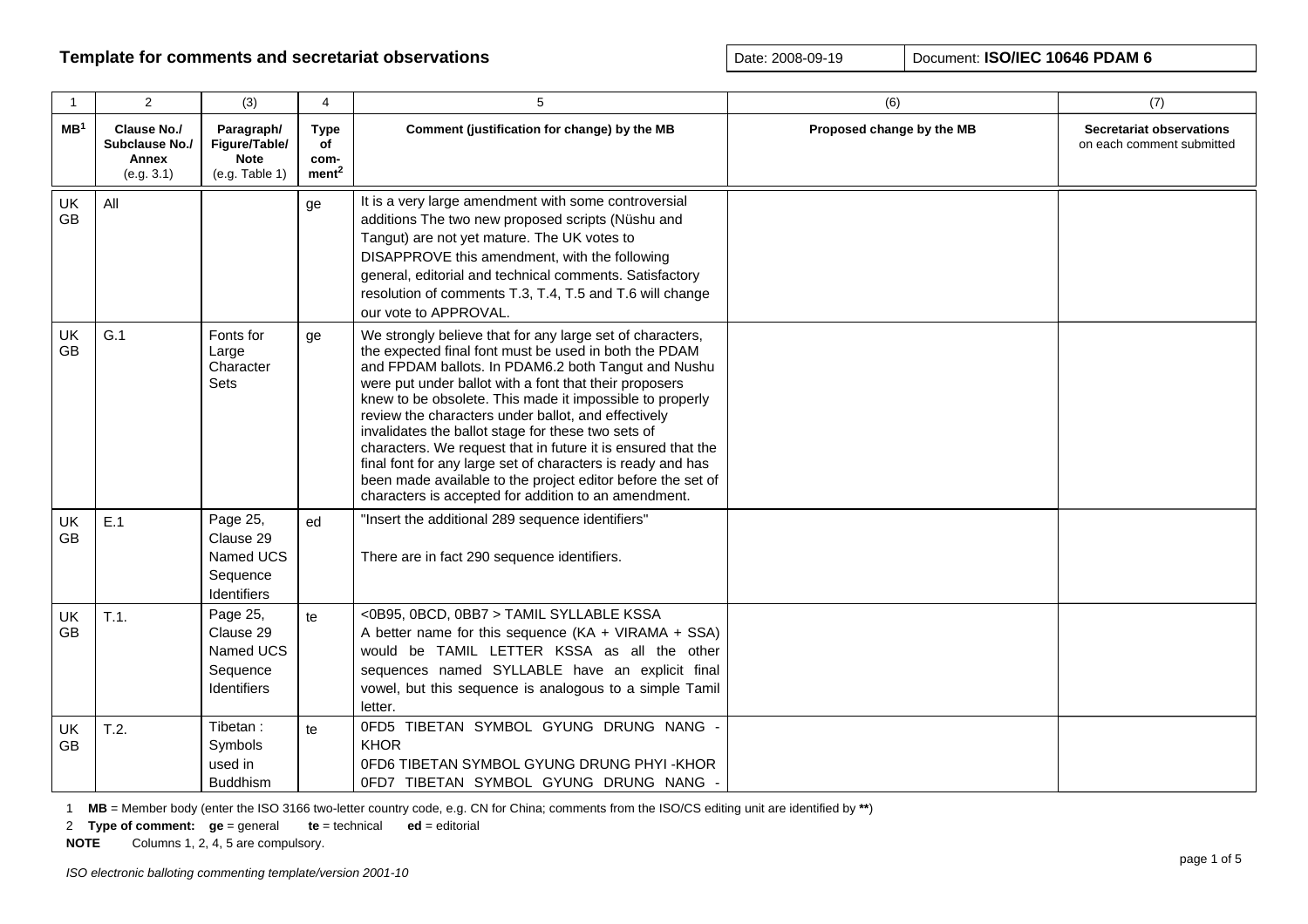**Template for comments and secretariat observations**

| Date: 2008-09-19 | Document: **ISO/IEC 10646 PDAM 6** |
|---|---|

| 1 | 2 | (3) | 4 | 5 | (6) | (7) |
|---|---|---|---|---|---|---|
| **MB**[1] | **Clause No./ Subclause No./ Annex** (e.g. 3.1) | **Paragraph/ Figure/Table/ Note** (e.g. Table 1) | **Type of com-ment**[2] | **Comment (justification for change) by the MB** | **Proposed change by the MB** | **Secretariat observations** on each comment submitted |
| UK GB | All | | ge | It is a very large amendment with some controversial additions The two new proposed scripts (Nüshu and Tangut) are not yet mature. The UK votes to DISAPPROVE this amendment, with the following general, editorial and technical comments. Satisfactory resolution of comments T.3, T.4, T.5 and T.6 will change our vote to APPROVAL. | | |
| UK GB | G.1 | Fonts for Large Character Sets | ge | We strongly believe that for any large set of characters, the expected final font must be used in both the PDAM and FPDAM ballots. In PDAM6.2 both Tangut and Nushu were put under ballot with a font that their proposers knew to be obsolete. This made it impossible to properly review the characters under ballot, and effectively invalidates the ballot stage for these two sets of characters. We request that in future it is ensured that the final font for any large set of characters is ready and has been made available to the project editor before the set of characters is accepted for addition to an amendment. | | |
| UK GB | E.1 | Page 25, Clause 29 Named UCS Sequence Identifiers | ed | "Insert the additional 289 sequence identifiers"<br><br>There are in fact 290 sequence identifiers. | | |
| UK GB | T.1. | Page 25, Clause 29 Named UCS Sequence Identifiers | te | <0B95, 0BCD, 0BB7 > TAMIL SYLLABLE KSSA<br>A better name for this sequence (KA + VIRAMA + SSA) would be TAMIL LETTER KSSA as all the other sequences named SYLLABLE have an explicit final vowel, but this sequence is analogous to a simple Tamil letter. | | |
| UK GB | T.2. | Tibetan : Symbols used in Buddhism | te | 0FD5 TIBETAN SYMBOL GYUNG DRUNG NANG -KHOR<br>0FD6 TIBETAN SYMBOL GYUNG DRUNG PHYI -KHOR<br>0FD7 TIBETAN SYMBOL GYUNG DRUNG NANG - | | |

1 **MB** = Member body (enter the ISO 3166 two-letter country code, e.g. CN for China; comments from the ISO/CS editing unit are identified by **\*\***)

2 **Type of comment:** **ge** = general **te** = technical **ed** = editorial

**NOTE** Columns 1, 2, 4, 5 are compulsory.

*ISO electronic balloting commenting template/version 2001-10*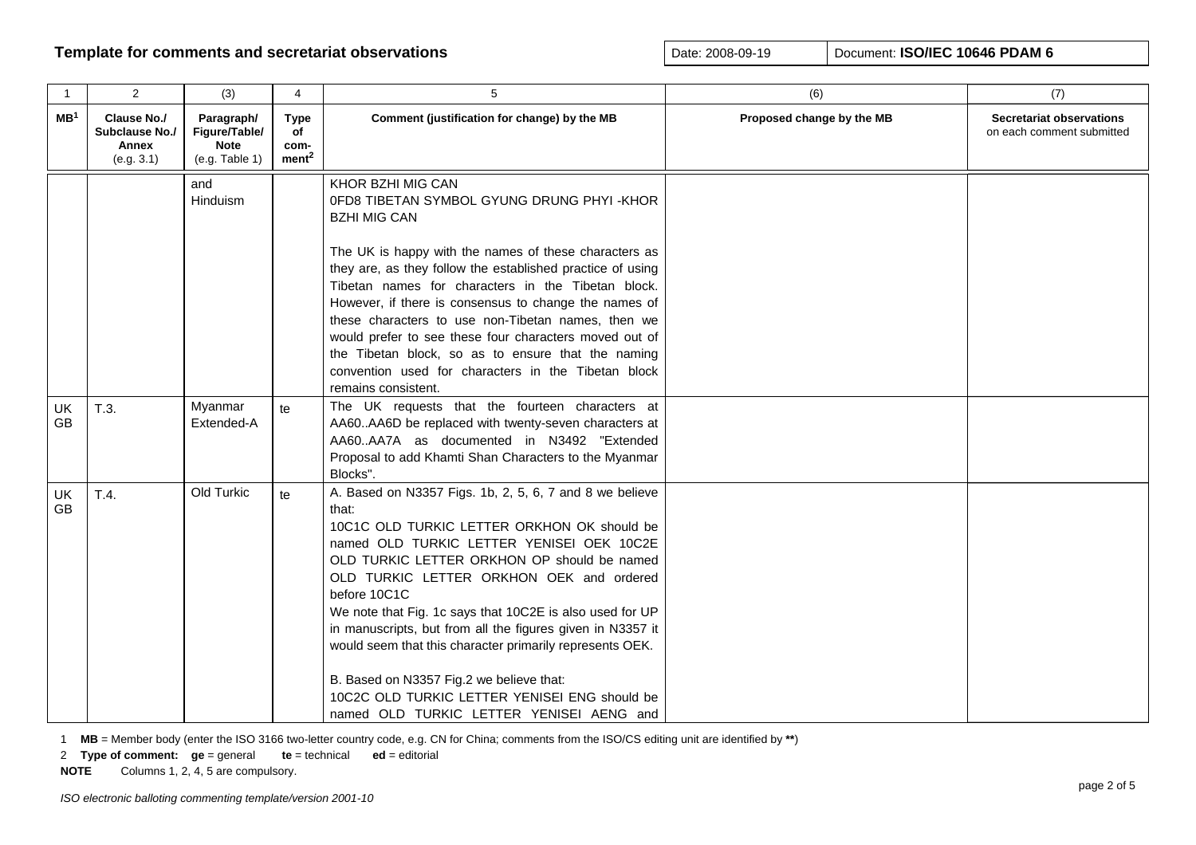## Template for comments and secretariat observations

| Date: 2008-09-19 | Document: **ISO/IEC 10646 PDAM 6** |
|---|---|

| 1 | 2 | (3) | 4 | 5 | (6) | (7) |
|---|---|---|---|---|---|---|
| **MB**[1] | **Clause No./ Subclause No./ Annex** (e.g. 3.1) | **Paragraph/ Figure/Table/ Note** (e.g. Table 1) | **Type of com-ment**[2] | **Comment (justification for change) by the MB** | **Proposed change by the MB** | **Secretariat observations** on each comment submitted |
| | | and Hinduism | | KHOR BZHI MIG CAN<br>0FD8 TIBETAN SYMBOL GYUNG DRUNG PHYI -KHOR BZHI MIG CAN<br><br>The UK is happy with the names of these characters as they are, as they follow the established practice of using Tibetan names for characters in the Tibetan block. However, if there is consensus to change the names of these characters to use non-Tibetan names, then we would prefer to see these four characters moved out of the Tibetan block, so as to ensure that the naming convention used for characters in the Tibetan block remains consistent. | | |
| UK GB | T.3. | Myanmar Extended-A | te | The UK requests that the fourteen characters at AA60..AA6D be replaced with twenty-seven characters at AA60..AA7A as documented in N3492 "Extended Proposal to add Khamti Shan Characters to the Myanmar Blocks". | | |
| UK GB | T.4. | Old Turkic | te | A. Based on N3357 Figs. 1b, 2, 5, 6, 7 and 8 we believe that:<br>10C1C OLD TURKIC LETTER ORKHON OK should be named OLD TURKIC LETTER YENISEI OEK 10C2E OLD TURKIC LETTER ORKHON OP should be named OLD TURKIC LETTER ORKHON OEK and ordered before 10C1C<br>We note that Fig. 1c says that 10C2E is also used for UP in manuscripts, but from all the figures given in N3357 it would seem that this character primarily represents OEK.<br><br>B. Based on N3357 Fig.2 we believe that:<br>10C2C OLD TURKIC LETTER YENISEI ENG should be named OLD TURKIC LETTER YENISEI AENG and | | |

1 **MB** = Member body (enter the ISO 3166 two-letter country code, e.g. CN for China; comments from the ISO/CS editing unit are identified by **)

2 **Type of comment:** **ge** = general **te** = technical **ed** = editorial

**NOTE** Columns 1, 2, 4, 5 are compulsory.

*ISO electronic balloting commenting template/version 2001-10*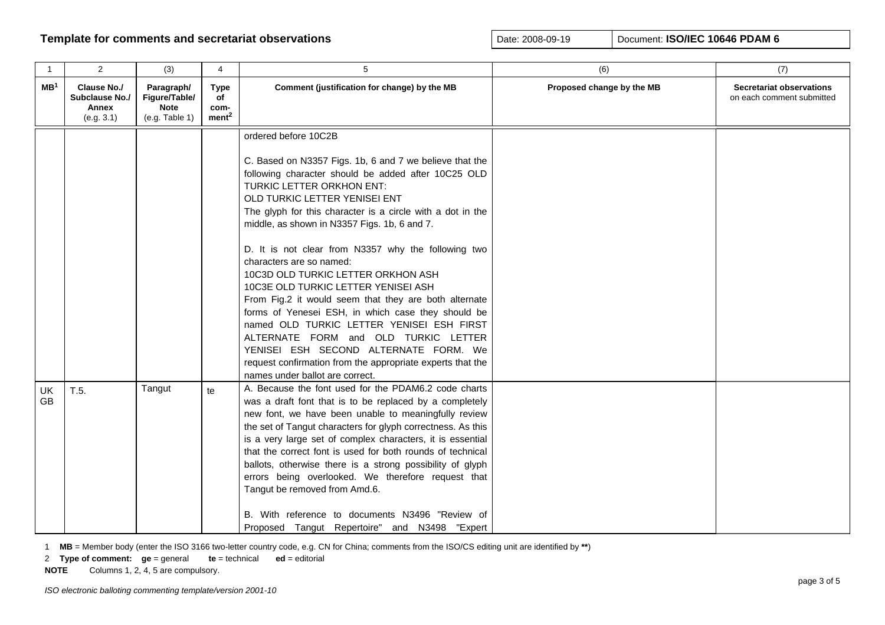**Template for comments and secretariat observations**

Date: 2008-09-19 | Document: **ISO/IEC 10646 PDAM 6**

| 1 | 2 | (3) | 4 | 5 | (6) | (7) |
|---|---|---|---|---|---|---|
| **MB**[1] | **Clause No./ Subclause No./ Annex** (e.g. 3.1) | **Paragraph/ Figure/Table/ Note** (e.g. Table 1) | **Type of com-ment**[2] | **Comment (justification for change) by the MB** | **Proposed change by the MB** | **Secretariat observations** on each comment submitted |
| | | | | ordered before 10C2B<br><br>C. Based on N3357 Figs. 1b, 6 and 7 we believe that the following character should be added after 10C25 OLD TURKIC LETTER ORKHON ENT:<br>OLD TURKIC LETTER YENISEI ENT<br>The glyph for this character is a circle with a dot in the middle, as shown in N3357 Figs. 1b, 6 and 7.<br><br>D. It is not clear from N3357 why the following two characters are so named:<br>10C3D OLD TURKIC LETTER ORKHON ASH<br>10C3E OLD TURKIC LETTER YENISEI ASH<br>From Fig.2 it would seem that they are both alternate forms of Yenesei ESH, in which case they should be named OLD TURKIC LETTER YENISEI ESH FIRST ALTERNATE FORM and OLD TURKIC LETTER YENISEI ESH SECOND ALTERNATE FORM. We request confirmation from the appropriate experts that the names under ballot are correct. | | |
| UK GB | T.5. | Tangut | te | A. Because the font used for the PDAM6.2 code charts was a draft font that is to be replaced by a completely new font, we have been unable to meaningfully review the set of Tangut characters for glyph correctness. As this is a very large set of complex characters, it is essential that the correct font is used for both rounds of technical ballots, otherwise there is a strong possibility of glyph errors being overlooked. We therefore request that Tangut be removed from Amd.6.<br><br>B. With reference to documents N3496 "Review of Proposed Tangut Repertoire" and N3498 "Expert | | |

1 **MB** = Member body (enter the ISO 3166 two-letter country code, e.g. CN for China; comments from the ISO/CS editing unit are identified by **\*\***)

2 **Type of comment:** **ge** = general **te** = technical **ed** = editorial

**NOTE** Columns 1, 2, 4, 5 are compulsory.

*ISO electronic balloting commenting template/version 2001-10*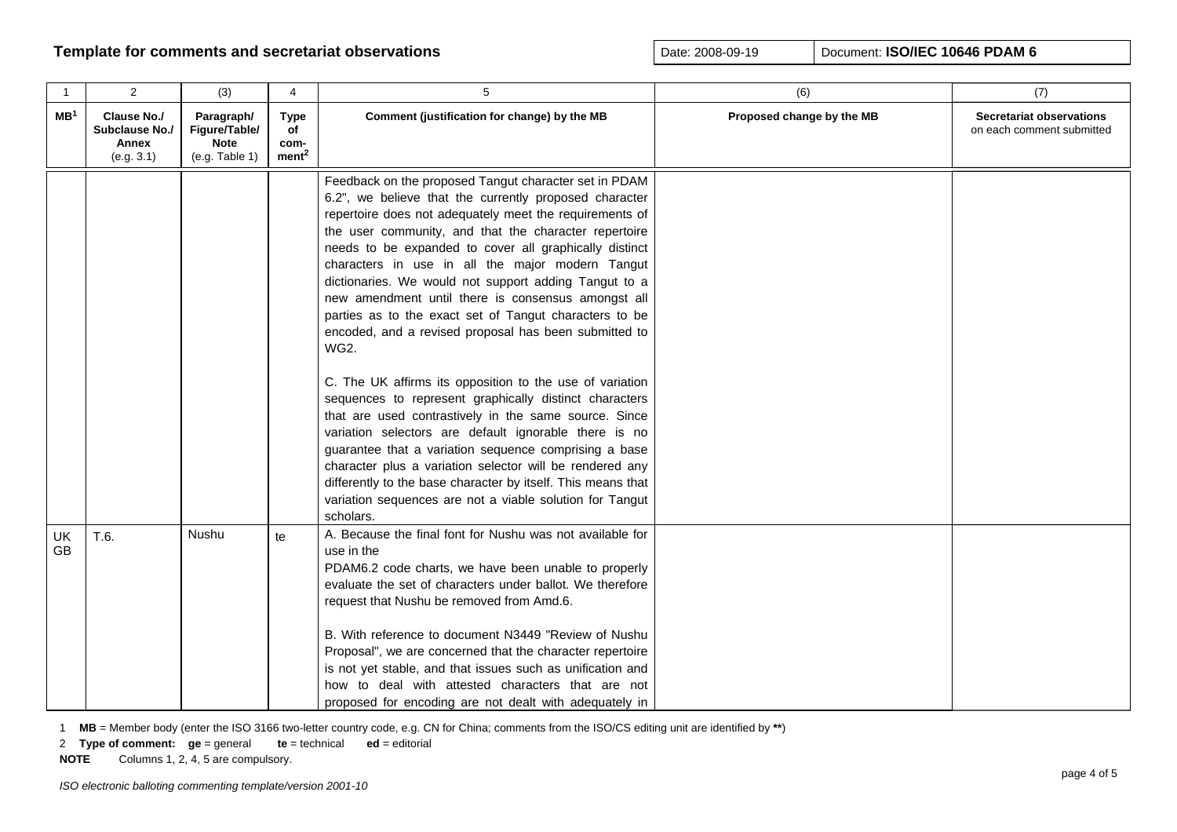## Template for comments and secretariat observations

Date: 2008-09-19 | Document: **ISO/IEC 10646 PDAM 6**

| 1 | 2 | (3) | 4 | 5 | (6) | (7) |
|---|---|---|---|---|---|---|
| **MB**[1] | **Clause No./ Subclause No./ Annex** (e.g. 3.1) | **Paragraph/ Figure/Table/ Note** (e.g. Table 1) | **Type of com-ment**[2] | **Comment (justification for change) by the MB** | **Proposed change by the MB** | **Secretariat observations** on each comment submitted |
| | | | | Feedback on the proposed Tangut character set in PDAM 6.2", we believe that the currently proposed character repertoire does not adequately meet the requirements of the user community, and that the character repertoire needs to be expanded to cover all graphically distinct characters in use in all the major modern Tangut dictionaries. We would not support adding Tangut to a new amendment until there is consensus amongst all parties as to the exact set of Tangut characters to be encoded, and a revised proposal has been submitted to WG2.<br><br>C. The UK affirms its opposition to the use of variation sequences to represent graphically distinct characters that are used contrastively in the same source. Since variation selectors are default ignorable there is no guarantee that a variation sequence comprising a base character plus a variation selector will be rendered any differently to the base character by itself. This means that variation sequences are not a viable solution for Tangut scholars. | | |
| UK GB | T.6. | Nushu | te | A. Because the final font for Nushu was not available for use in the PDAM6.2 code charts, we have been unable to properly evaluate the set of characters under ballot. We therefore request that Nushu be removed from Amd.6.<br><br>B. With reference to document N3449 "Review of Nushu Proposal", we are concerned that the character repertoire is not yet stable, and that issues such as unification and how to deal with attested characters that are not proposed for encoding are not dealt with adequately in | | |

1 **MB** = Member body (enter the ISO 3166 two-letter country code, e.g. CN for China; comments from the ISO/CS editing unit are identified by **\*\***)

2 **Type of comment:** **ge** = general **te** = technical **ed** = editorial

**NOTE** Columns 1, 2, 4, 5 are compulsory.

*ISO electronic balloting commenting template/version 2001-10*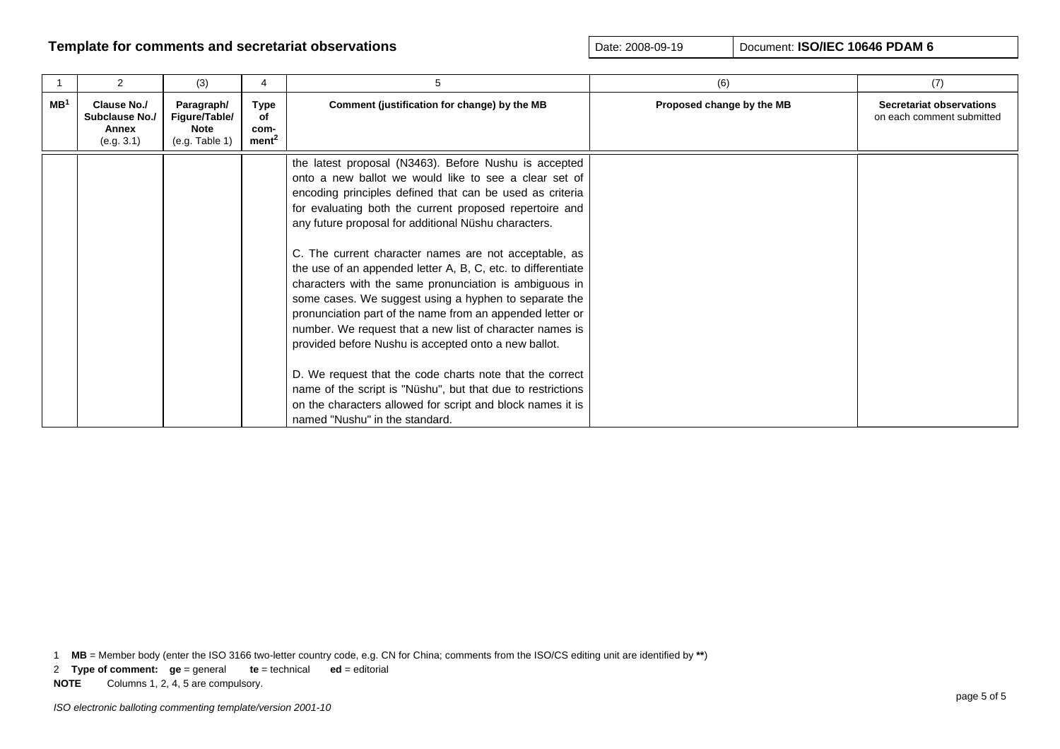## Template for comments and secretariat observations

| Date: 2008-09-19 | Document: **ISO/IEC 10646 PDAM 6** |
|---|---|

| 1 | 2 | (3) | 4 | 5 | (6) | (7) |
|---|---|---|---|---|---|---|
| **MB[1]** | **Clause No./ Subclause No./ Annex** (e.g. 3.1) | **Paragraph/ Figure/Table/ Note** (e.g. Table 1) | **Type of com-ment[2]** | **Comment (justification for change) by the MB** | **Proposed change by the MB** | **Secretariat observations** on each comment submitted |
| | | | | the latest proposal (N3463). Before Nushu is accepted onto a new ballot we would like to see a clear set of encoding principles defined that can be used as criteria for evaluating both the current proposed repertoire and any future proposal for additional Nüshu characters.<br><br>C. The current character names are not acceptable, as the use of an appended letter A, B, C, etc. to differentiate characters with the same pronunciation is ambiguous in some cases. We suggest using a hyphen to separate the pronunciation part of the name from an appended letter or number. We request that a new list of character names is provided before Nushu is accepted onto a new ballot.<br><br>D. We request that the code charts note that the correct name of the script is "Nüshu", but that due to restrictions on the characters allowed for script and block names it is named "Nushu" in the standard. | | |

1 **MB** = Member body (enter the ISO 3166 two-letter country code, e.g. CN for China; comments from the ISO/CS editing unit are identified by **\*\***)

2 **Type of comment:** **ge** = general **te** = technical **ed** = editorial

**NOTE** Columns 1, 2, 4, 5 are compulsory.

*ISO electronic balloting commenting template/version 2001-10*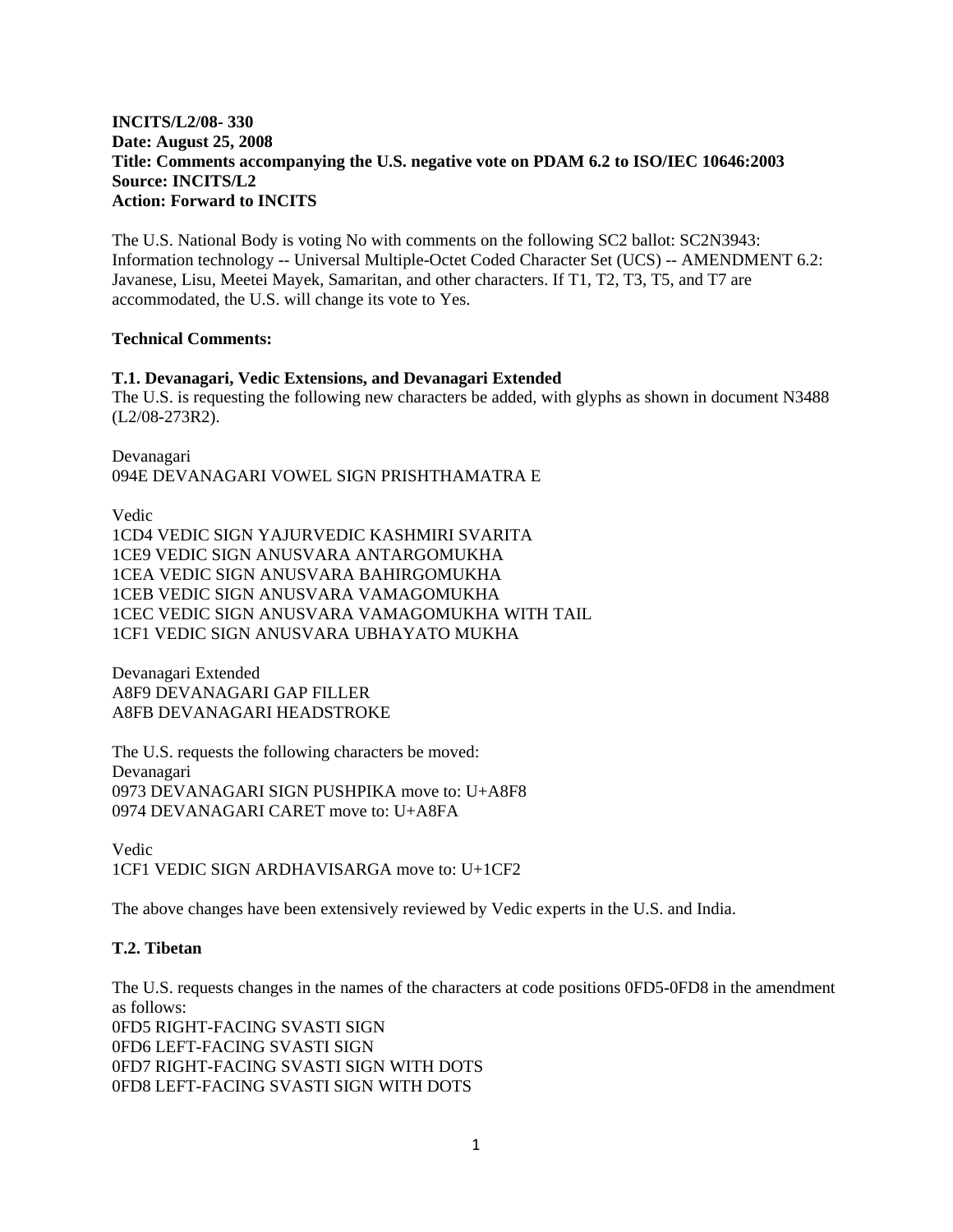**INCITS/L2/08- 330**
**Date: August 25, 2008**
**Title: Comments accompanying the U.S. negative vote on PDAM 6.2 to ISO/IEC 10646:2003**
**Source: INCITS/L2**
**Action: Forward to INCITS**

The U.S. National Body is voting No with comments on the following SC2 ballot: SC2N3943: Information technology -- Universal Multiple-Octet Coded Character Set (UCS) -- AMENDMENT 6.2: Javanese, Lisu, Meetei Mayek, Samaritan, and other characters. If T1, T2, T3, T5, and T7 are accommodated, the U.S. will change its vote to Yes.

**Technical Comments:**

**T.1. Devanagari, Vedic Extensions, and Devanagari Extended**
The U.S. is requesting the following new characters be added, with glyphs as shown in document N3488 (L2/08-273R2).

Devanagari
094E DEVANAGARI VOWEL SIGN PRISHTHAMATRA E

Vedic
1CD4 VEDIC SIGN YAJURVEDIC KASHMIRI SVARITA
1CE9 VEDIC SIGN ANUSVARA ANTARGOMUKHA
1CEA VEDIC SIGN ANUSVARA BAHIRGOMUKHA
1CEB VEDIC SIGN ANUSVARA VAMAGOMUKHA
1CEC VEDIC SIGN ANUSVARA VAMAGOMUKHA WITH TAIL
1CF1 VEDIC SIGN ANUSVARA UBHAYATO MUKHA

Devanagari Extended
A8F9 DEVANAGARI GAP FILLER
A8FB DEVANAGARI HEADSTROKE

The U.S. requests the following characters be moved:
Devanagari
0973 DEVANAGARI SIGN PUSHPIKA move to: U+A8F8
0974 DEVANAGARI CARET move to: U+A8FA

Vedic
1CF1 VEDIC SIGN ARDHAVISARGA move to: U+1CF2

The above changes have been extensively reviewed by Vedic experts in the U.S. and India.

**T.2. Tibetan**

The U.S. requests changes in the names of the characters at code positions 0FD5-0FD8 in the amendment as follows:
0FD5 RIGHT-FACING SVASTI SIGN
0FD6 LEFT-FACING SVASTI SIGN
0FD7 RIGHT-FACING SVASTI SIGN WITH DOTS
0FD8 LEFT-FACING SVASTI SIGN WITH DOTS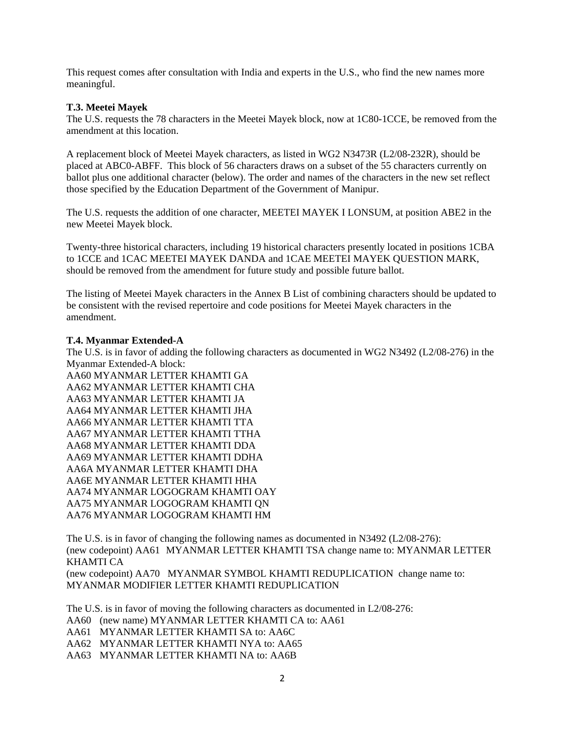This request comes after consultation with India and experts in the U.S., who find the new names more meaningful.

**T.3. Meetei Mayek**

The U.S. requests the 78 characters in the Meetei Mayek block, now at 1C80-1CCE, be removed from the amendment at this location.

A replacement block of Meetei Mayek characters, as listed in WG2 N3473R (L2/08-232R), should be placed at ABC0-ABFF. This block of 56 characters draws on a subset of the 55 characters currently on ballot plus one additional character (below). The order and names of the characters in the new set reflect those specified by the Education Department of the Government of Manipur.

The U.S. requests the addition of one character, MEETEI MAYEK I LONSUM, at position ABE2 in the new Meetei Mayek block.

Twenty-three historical characters, including 19 historical characters presently located in positions 1CBA to 1CCE and 1CAC MEETEI MAYEK DANDA and 1CAE MEETEI MAYEK QUESTION MARK, should be removed from the amendment for future study and possible future ballot.

The listing of Meetei Mayek characters in the Annex B List of combining characters should be updated to be consistent with the revised repertoire and code positions for Meetei Mayek characters in the amendment.

**T.4. Myanmar Extended-A**

The U.S. is in favor of adding the following characters as documented in WG2 N3492 (L2/08-276) in the Myanmar Extended-A block:

AA60 MYANMAR LETTER KHAMTI GA  
AA62 MYANMAR LETTER KHAMTI CHA  
AA63 MYANMAR LETTER KHAMTI JA  
AA64 MYANMAR LETTER KHAMTI JHA  
AA66 MYANMAR LETTER KHAMTI TTA  
AA67 MYANMAR LETTER KHAMTI TTHA  
AA68 MYANMAR LETTER KHAMTI DDA  
AA69 MYANMAR LETTER KHAMTI DDHA  
AA6A MYANMAR LETTER KHAMTI DHA  
AA6E MYANMAR LETTER KHAMTI HHA  
AA74 MYANMAR LOGOGRAM KHAMTI OAY  
AA75 MYANMAR LOGOGRAM KHAMTI QN  
AA76 MYANMAR LOGOGRAM KHAMTI HM

The U.S. is in favor of changing the following names as documented in N3492 (L2/08-276):  
(new codepoint) AA61 MYANMAR LETTER KHAMTI TSA change name to: MYANMAR LETTER KHAMTI CA  
(new codepoint) AA70 MYANMAR SYMBOL KHAMTI REDUPLICATION change name to: MYANMAR MODIFIER LETTER KHAMTI REDUPLICATION

The U.S. is in favor of moving the following characters as documented in L2/08-276:  
AA60 (new name) MYANMAR LETTER KHAMTI CA to: AA61  
AA61 MYANMAR LETTER KHAMTI SA to: AA6C  
AA62 MYANMAR LETTER KHAMTI NYA to: AA65  
AA63 MYANMAR LETTER KHAMTI NA to: AA6B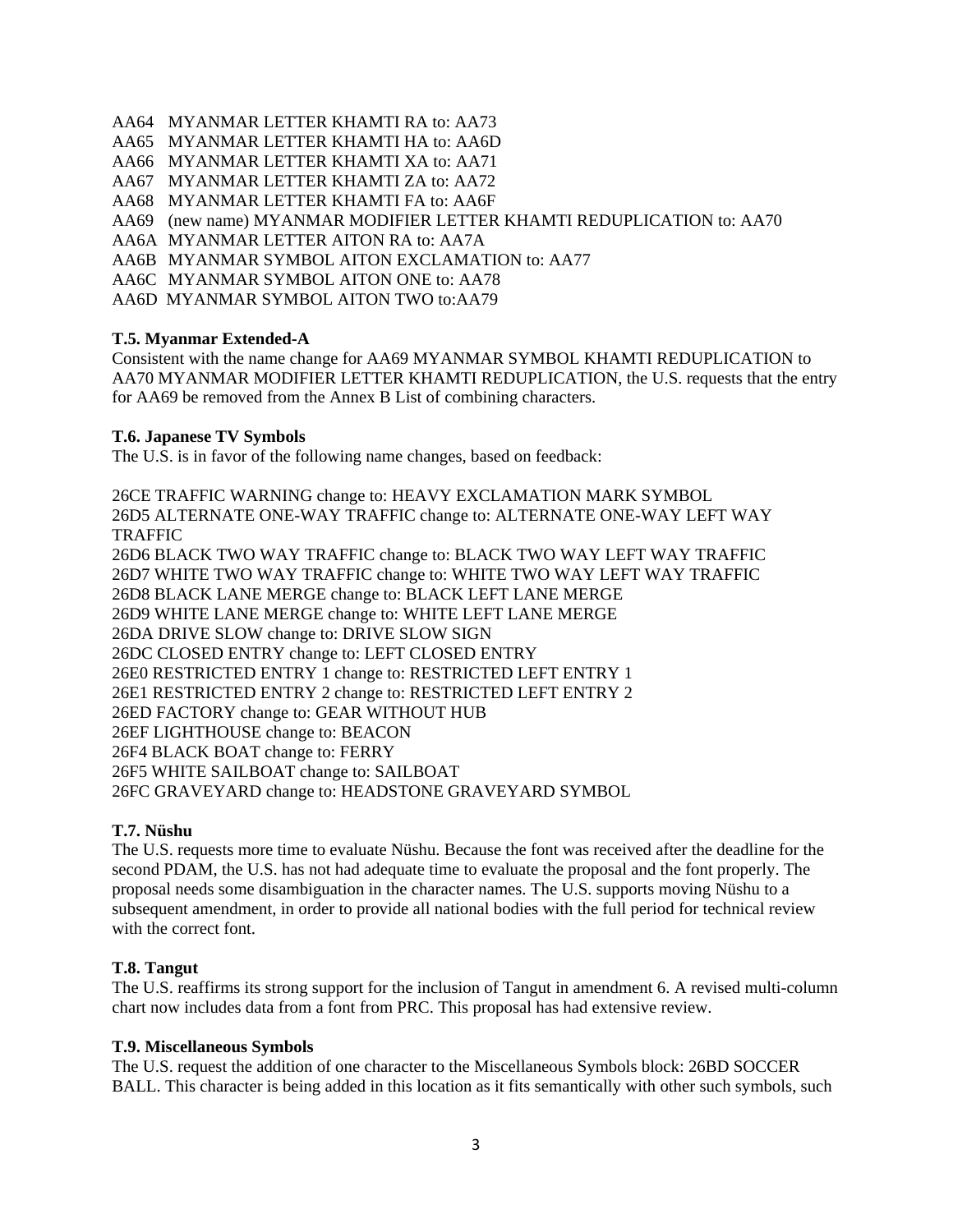AA64 MYANMAR LETTER KHAMTI RA to: AA73
AA65 MYANMAR LETTER KHAMTI HA to: AA6D
AA66 MYANMAR LETTER KHAMTI XA to: AA71
AA67 MYANMAR LETTER KHAMTI ZA to: AA72
AA68 MYANMAR LETTER KHAMTI FA to: AA6F
AA69 (new name) MYANMAR MODIFIER LETTER KHAMTI REDUPLICATION to: AA70
AA6A MYANMAR LETTER AITON RA to: AA7A
AA6B MYANMAR SYMBOL AITON EXCLAMATION to: AA77
AA6C MYANMAR SYMBOL AITON ONE to: AA78
AA6D MYANMAR SYMBOL AITON TWO to:AA79

**T.5. Myanmar Extended-A**

Consistent with the name change for AA69 MYANMAR SYMBOL KHAMTI REDUPLICATION to AA70 MYANMAR MODIFIER LETTER KHAMTI REDUPLICATION, the U.S. requests that the entry for AA69 be removed from the Annex B List of combining characters.

**T.6. Japanese TV Symbols**

The U.S. is in favor of the following name changes, based on feedback:

26CE TRAFFIC WARNING change to: HEAVY EXCLAMATION MARK SYMBOL
26D5 ALTERNATE ONE-WAY TRAFFIC change to: ALTERNATE ONE-WAY LEFT WAY TRAFFIC
26D6 BLACK TWO WAY TRAFFIC change to: BLACK TWO WAY LEFT WAY TRAFFIC
26D7 WHITE TWO WAY TRAFFIC change to: WHITE TWO WAY LEFT WAY TRAFFIC
26D8 BLACK LANE MERGE change to: BLACK LEFT LANE MERGE
26D9 WHITE LANE MERGE change to: WHITE LEFT LANE MERGE
26DA DRIVE SLOW change to: DRIVE SLOW SIGN
26DC CLOSED ENTRY change to: LEFT CLOSED ENTRY
26E0 RESTRICTED ENTRY 1 change to: RESTRICTED LEFT ENTRY 1
26E1 RESTRICTED ENTRY 2 change to: RESTRICTED LEFT ENTRY 2
26ED FACTORY change to: GEAR WITHOUT HUB
26EF LIGHTHOUSE change to: BEACON
26F4 BLACK BOAT change to: FERRY
26F5 WHITE SAILBOAT change to: SAILBOAT
26FC GRAVEYARD change to: HEADSTONE GRAVEYARD SYMBOL

**T.7. Nüshu**

The U.S. requests more time to evaluate Nüshu. Because the font was received after the deadline for the second PDAM, the U.S. has not had adequate time to evaluate the proposal and the font properly. The proposal needs some disambiguation in the character names. The U.S. supports moving Nüshu to a subsequent amendment, in order to provide all national bodies with the full period for technical review with the correct font.

**T.8. Tangut**

The U.S. reaffirms its strong support for the inclusion of Tangut in amendment 6. A revised multi-column chart now includes data from a font from PRC. This proposal has had extensive review.

**T.9. Miscellaneous Symbols**

The U.S. request the addition of one character to the Miscellaneous Symbols block: 26BD SOCCER BALL. This character is being added in this location as it fits semantically with other such symbols, such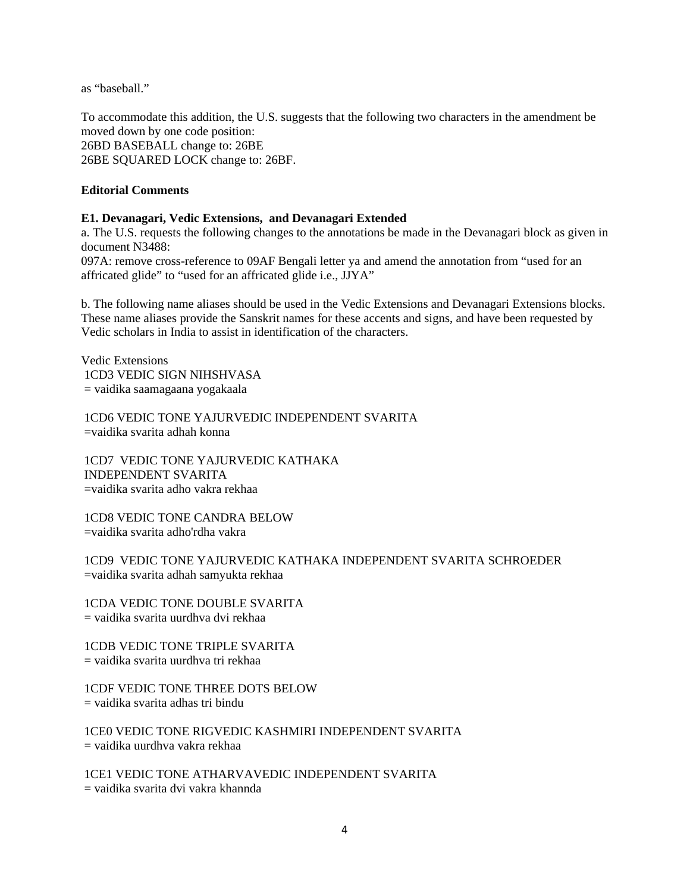as "baseball."

To accommodate this addition, the U.S. suggests that the following two characters in the amendment be moved down by one code position:
26BD BASEBALL change to: 26BE
26BE SQUARED LOCK change to: 26BF.

**Editorial Comments**

**E1. Devanagari, Vedic Extensions, and Devanagari Extended**

a. The U.S. requests the following changes to the annotations be made in the Devanagari block as given in document N3488:
097A: remove cross-reference to 09AF Bengali letter ya and amend the annotation from "used for an affricated glide" to "used for an affricated glide i.e., JJYA"

b. The following name aliases should be used in the Vedic Extensions and Devanagari Extensions blocks. These name aliases provide the Sanskrit names for these accents and signs, and have been requested by Vedic scholars in India to assist in identification of the characters.

Vedic Extensions

1CD3 VEDIC SIGN NIHSHVASA
= vaidika saamagaana yogakaala

1CD6 VEDIC TONE YAJURVEDIC INDEPENDENT SVARITA
=vaidika svarita adhah konna

1CD7 VEDIC TONE YAJURVEDIC KATHAKA
INDEPENDENT SVARITA
=vaidika svarita adho vakra rekhaa

1CD8 VEDIC TONE CANDRA BELOW
=vaidika svarita adho'rdha vakra

1CD9 VEDIC TONE YAJURVEDIC KATHAKA INDEPENDENT SVARITA SCHROEDER
=vaidika svarita adhah samyukta rekhaa

1CDA VEDIC TONE DOUBLE SVARITA
= vaidika svarita uurdhva dvi rekhaa

1CDB VEDIC TONE TRIPLE SVARITA
= vaidika svarita uurdhva tri rekhaa

1CDF VEDIC TONE THREE DOTS BELOW
= vaidika svarita adhas tri bindu

1CE0 VEDIC TONE RIGVEDIC KASHMIRI INDEPENDENT SVARITA
= vaidika uurdhva vakra rekhaa

1CE1 VEDIC TONE ATHARVAVEDIC INDEPENDENT SVARITA
= vaidika svarita dvi vakra khannda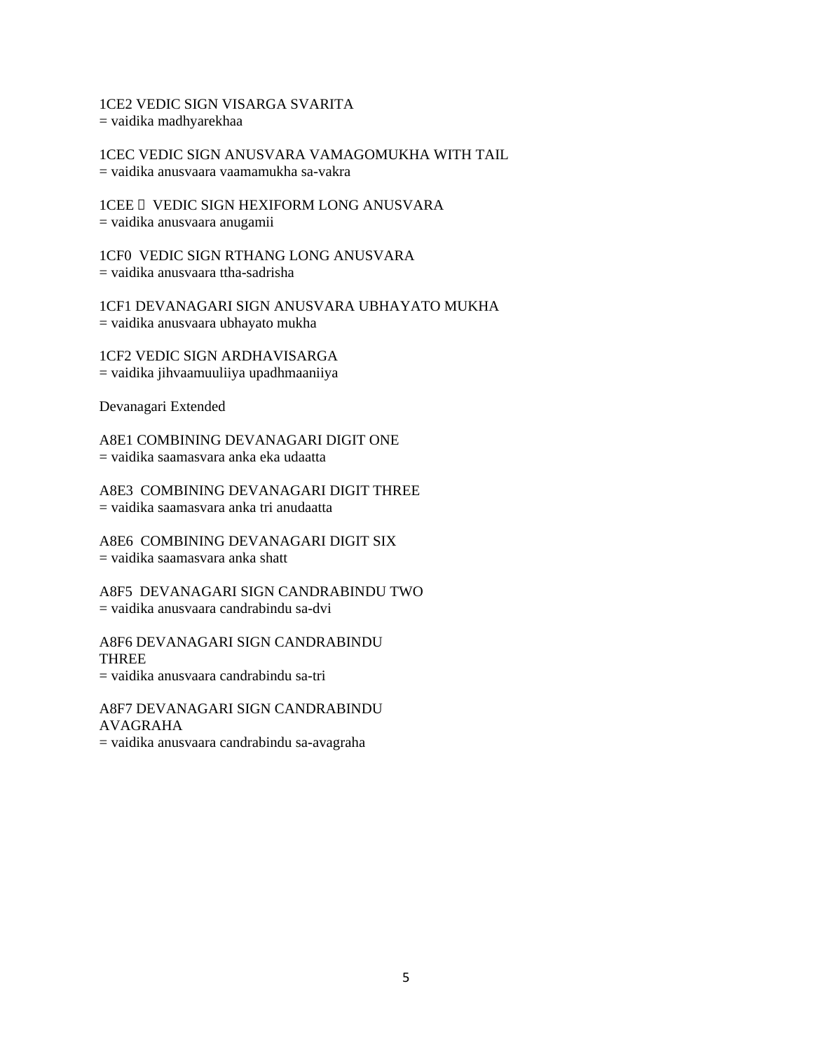1CE2 VEDIC SIGN VISARGA SVARITA
= vaidika madhyarekhaa

1CEC VEDIC SIGN ANUSVARA VAMAGOMUKHA WITH TAIL
= vaidika anusvaara vaamamukha sa-vakra

1CEE  VEDIC SIGN HEXIFORM LONG ANUSVARA
= vaidika anusvaara anugamii

1CF0 VEDIC SIGN RTHANG LONG ANUSVARA
= vaidika anusvaara ttha-sadrisha

1CF1 DEVANAGARI SIGN ANUSVARA UBHAYATO MUKHA
= vaidika anusvaara ubhayato mukha

1CF2 VEDIC SIGN ARDHAVISARGA
= vaidika jihvaamuuliiya upadhmaaniiya

Devanagari Extended

A8E1 COMBINING DEVANAGARI DIGIT ONE
= vaidika saamasvara anka eka udaatta

A8E3 COMBINING DEVANAGARI DIGIT THREE
= vaidika saamasvara anka tri anudaatta

A8E6 COMBINING DEVANAGARI DIGIT SIX
= vaidika saamasvara anka shatt

A8F5 DEVANAGARI SIGN CANDRABINDU TWO
= vaidika anusvaara candrabindu sa-dvi

A8F6 DEVANAGARI SIGN CANDRABINDU THREE
= vaidika anusvaara candrabindu sa-tri

A8F7 DEVANAGARI SIGN CANDRABINDU AVAGRAHA
= vaidika anusvaara candrabindu sa-avagraha